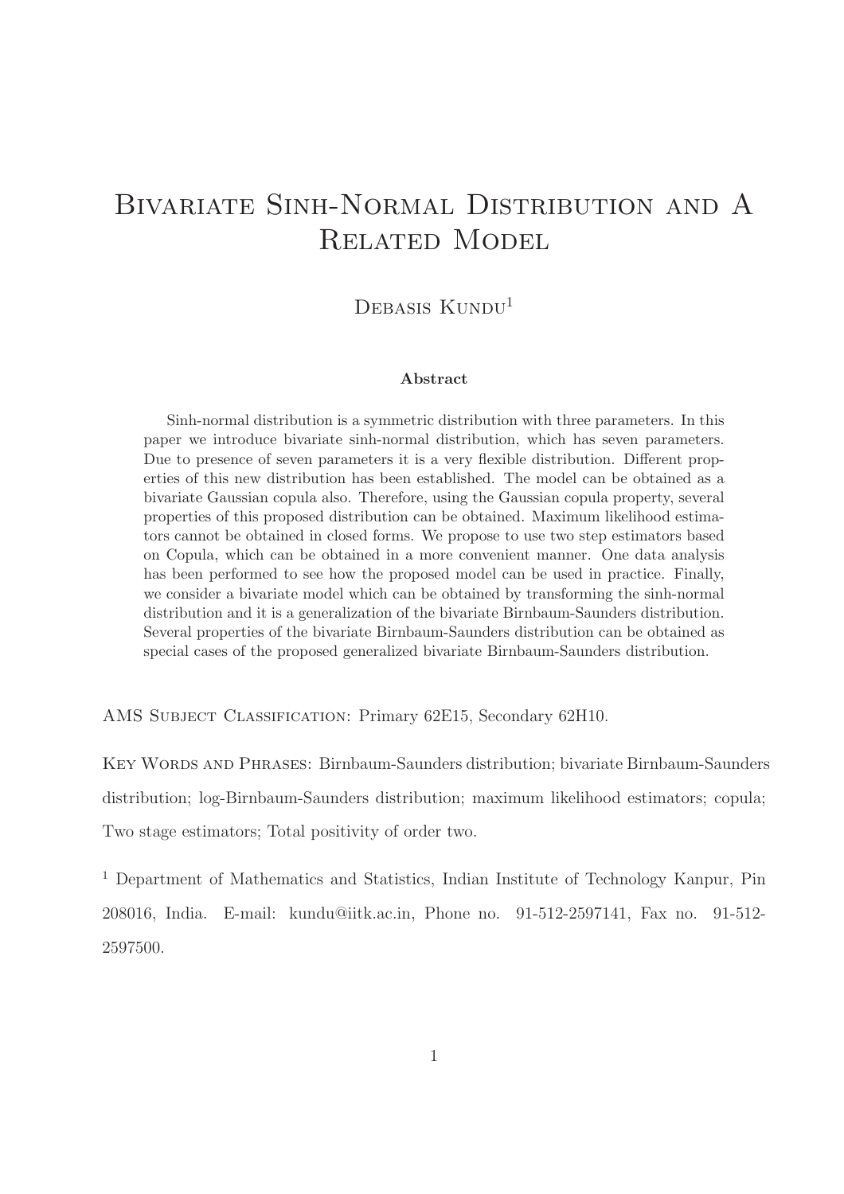# Bivariate Sinh-Normal Distribution and A Related Model

## Debasis Kundu[1]

### Abstract

Sinh-normal distribution is a symmetric distribution with three parameters. In this paper we introduce bivariate sinh-normal distribution, which has seven parameters. Due to presence of seven parameters it is a very flexible distribution. Different properties of this new distribution has been established. The model can be obtained as a bivariate Gaussian copula also. Therefore, using the Gaussian copula property, several properties of this proposed distribution can be obtained. Maximum likelihood estimators cannot be obtained in closed forms. We propose to use two step estimators based on Copula, which can be obtained in a more convenient manner. One data analysis has been performed to see how the proposed model can be used in practice. Finally, we consider a bivariate model which can be obtained by transforming the sinh-normal distribution and it is a generalization of the bivariate Birnbaum-Saunders distribution. Several properties of the bivariate Birnbaum-Saunders distribution can be obtained as special cases of the proposed generalized bivariate Birnbaum-Saunders distribution.

AMS Subject Classification: Primary 62E15, Secondary 62H10.

Key Words and Phrases: Birnbaum-Saunders distribution; bivariate Birnbaum-Saunders distribution; log-Birnbaum-Saunders distribution; maximum likelihood estimators; copula; Two stage estimators; Total positivity of order two.

[1] Department of Mathematics and Statistics, Indian Institute of Technology Kanpur, Pin 208016, India. E-mail: kundu@iitk.ac.in, Phone no. 91-512-2597141, Fax no. 91-512-2597500.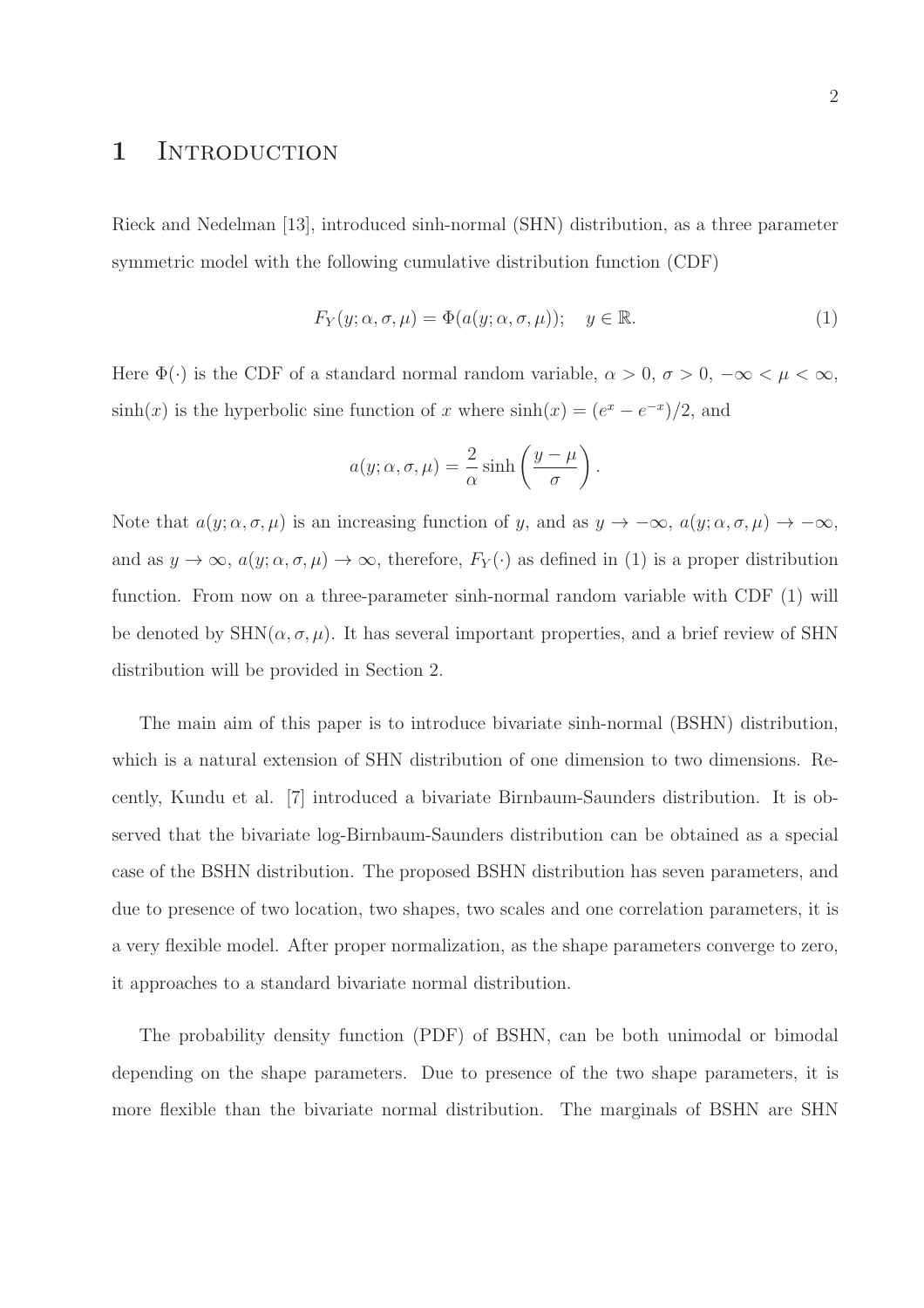# 1 Introduction

Rieck and Nedelman [13], introduced sinh-normal (SHN) distribution, as a three parameter symmetric model with the following cumulative distribution function (CDF)

$$F_Y(y; \alpha, \sigma, \mu) = \Phi(a(y; \alpha, \sigma, \mu)); \quad y \in \mathbb{R}. \tag{1}$$

Here $\Phi(\cdot)$ is the CDF of a standard normal random variable, $\alpha > 0$, $\sigma > 0$, $-\infty < \mu < \infty$, $\sinh(x)$ is the hyperbolic sine function of $x$ where $\sinh(x) = (e^x - e^{-x})/2$, and

$$a(y; \alpha, \sigma, \mu) = \frac{2}{\alpha} \sinh\left(\frac{y - \mu}{\sigma}\right).$$

Note that $a(y; \alpha, \sigma, \mu)$ is an increasing function of $y$, and as $y \to -\infty$, $a(y; \alpha, \sigma, \mu) \to -\infty$, and as $y \to \infty$, $a(y; \alpha, \sigma, \mu) \to \infty$, therefore, $F_Y(\cdot)$ as defined in (1) is a proper distribution function. From now on a three-parameter sinh-normal random variable with CDF (1) will be denoted by SHN$(\alpha, \sigma, \mu)$. It has several important properties, and a brief review of SHN distribution will be provided in Section 2.

The main aim of this paper is to introduce bivariate sinh-normal (BSHN) distribution, which is a natural extension of SHN distribution of one dimension to two dimensions. Recently, Kundu et al. [7] introduced a bivariate Birnbaum-Saunders distribution. It is observed that the bivariate log-Birnbaum-Saunders distribution can be obtained as a special case of the BSHN distribution. The proposed BSHN distribution has seven parameters, and due to presence of two location, two shapes, two scales and one correlation parameters, it is a very flexible model. After proper normalization, as the shape parameters converge to zero, it approaches to a standard bivariate normal distribution.

The probability density function (PDF) of BSHN, can be both unimodal or bimodal depending on the shape parameters. Due to presence of the two shape parameters, it is more flexible than the bivariate normal distribution. The marginals of BSHN are SHN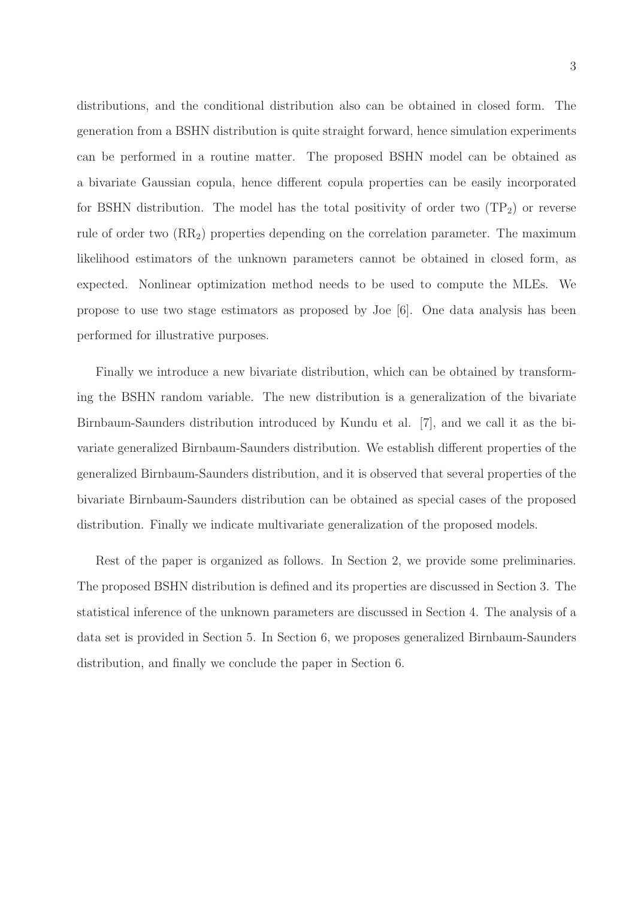distributions, and the conditional distribution also can be obtained in closed form. The generation from a BSHN distribution is quite straight forward, hence simulation experiments can be performed in a routine matter. The proposed BSHN model can be obtained as a bivariate Gaussian copula, hence different copula properties can be easily incorporated for BSHN distribution. The model has the total positivity of order two ($TP_2$) or reverse rule of order two ($RR_2$) properties depending on the correlation parameter. The maximum likelihood estimators of the unknown parameters cannot be obtained in closed form, as expected. Nonlinear optimization method needs to be used to compute the MLEs. We propose to use two stage estimators as proposed by Joe [6]. One data analysis has been performed for illustrative purposes.

Finally we introduce a new bivariate distribution, which can be obtained by transforming the BSHN random variable. The new distribution is a generalization of the bivariate Birnbaum-Saunders distribution introduced by Kundu et al. [7], and we call it as the bivariate generalized Birnbaum-Saunders distribution. We establish different properties of the generalized Birnbaum-Saunders distribution, and it is observed that several properties of the bivariate Birnbaum-Saunders distribution can be obtained as special cases of the proposed distribution. Finally we indicate multivariate generalization of the proposed models.

Rest of the paper is organized as follows. In Section 2, we provide some preliminaries. The proposed BSHN distribution is defined and its properties are discussed in Section 3. The statistical inference of the unknown parameters are discussed in Section 4. The analysis of a data set is provided in Section 5. In Section 6, we proposes generalized Birnbaum-Saunders distribution, and finally we conclude the paper in Section 6.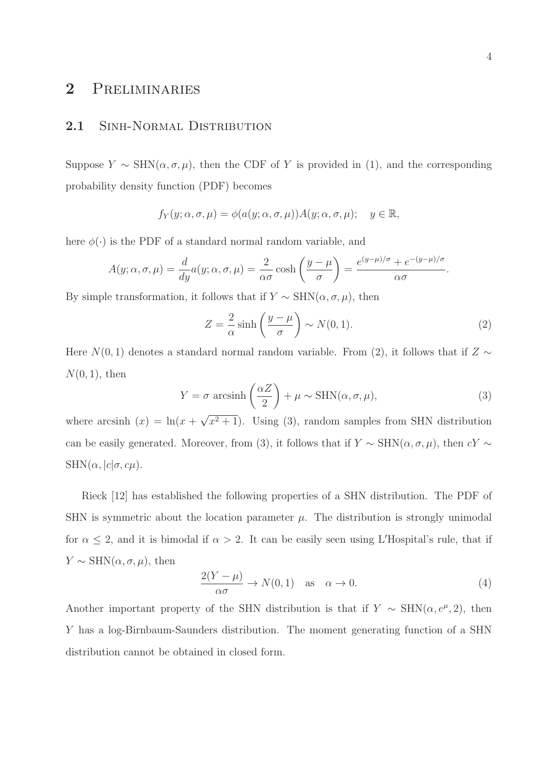# 2 Preliminaries

## 2.1 Sinh-Normal Distribution

Suppose $Y \sim \text{SHN}(\alpha, \sigma, \mu)$, then the CDF of $Y$ is provided in (1), and the corresponding probability density function (PDF) becomes

$$f_Y(y; \alpha, \sigma, \mu) = \phi(a(y; \alpha, \sigma, \mu))A(y; \alpha, \sigma, \mu); \quad y \in \mathbb{R},$$

here $\phi(\cdot)$ is the PDF of a standard normal random variable, and

$$A(y; \alpha, \sigma, \mu) = \frac{d}{dy}a(y; \alpha, \sigma, \mu) = \frac{2}{\alpha\sigma}\cosh\left(\frac{y-\mu}{\sigma}\right) = \frac{e^{(y-\mu)/\sigma} + e^{-(y-\mu)/\sigma}}{\alpha\sigma}.$$

By simple transformation, it follows that if $Y \sim \text{SHN}(\alpha, \sigma, \mu)$, then

$$Z = \frac{2}{\alpha}\sinh\left(\frac{y-\mu}{\sigma}\right) \sim N(0,1). \tag{2}$$

Here $N(0,1)$ denotes a standard normal random variable. From (2), it follows that if $Z \sim N(0,1)$, then

$$Y = \sigma \ \text{arcsinh}\left(\frac{\alpha Z}{2}\right) + \mu \sim \text{SHN}(\alpha, \sigma, \mu), \tag{3}$$

where arcsinh $(x) = \ln(x + \sqrt{x^2+1})$. Using (3), random samples from SHN distribution can be easily generated. Moreover, from (3), it follows that if $Y \sim \text{SHN}(\alpha, \sigma, \mu)$, then $cY \sim \text{SHN}(\alpha, |c|\sigma, c\mu)$.

Rieck [12] has established the following properties of a SHN distribution. The PDF of SHN is symmetric about the location parameter $\mu$. The distribution is strongly unimodal for $\alpha \leq 2$, and it is bimodal if $\alpha > 2$. It can be easily seen using L'Hospital's rule, that if $Y \sim \text{SHN}(\alpha, \sigma, \mu)$, then

$$\frac{2(Y-\mu)}{\alpha\sigma} \to N(0,1) \quad \text{as} \quad \alpha \to 0. \tag{4}$$

Another important property of the SHN distribution is that if $Y \sim \text{SHN}(\alpha, e^{\mu}, 2)$, then $Y$ has a log-Birnbaum-Saunders distribution. The moment generating function of a SHN distribution cannot be obtained in closed form.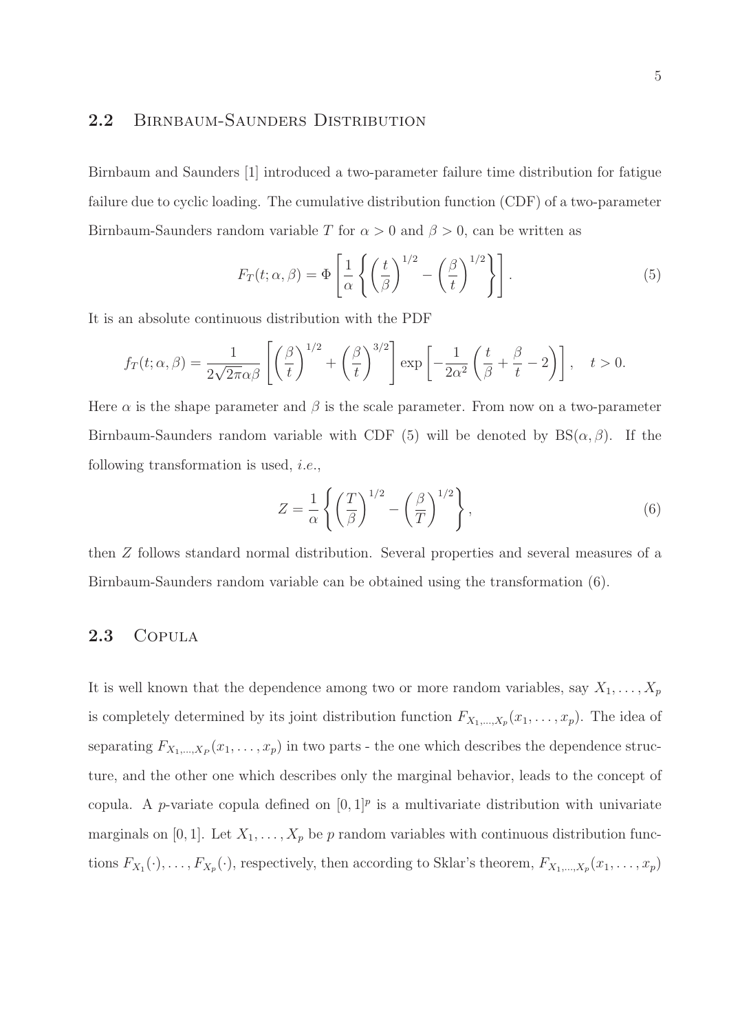## 2.2 Birnbaum-Saunders Distribution

Birnbaum and Saunders [1] introduced a two-parameter failure time distribution for fatigue failure due to cyclic loading. The cumulative distribution function (CDF) of a two-parameter Birnbaum-Saunders random variable $T$ for $\alpha > 0$ and $\beta > 0$, can be written as

$$F_T(t;\alpha,\beta) = \Phi\left[\frac{1}{\alpha}\left\{\left(\frac{t}{\beta}\right)^{1/2} - \left(\frac{\beta}{t}\right)^{1/2}\right\}\right]. \tag{5}$$

It is an absolute continuous distribution with the PDF

$$f_T(t;\alpha,\beta) = \frac{1}{2\sqrt{2\pi}\alpha\beta}\left[\left(\frac{\beta}{t}\right)^{1/2} + \left(\frac{\beta}{t}\right)^{3/2}\right]\exp\left[-\frac{1}{2\alpha^2}\left(\frac{t}{\beta} + \frac{\beta}{t} - 2\right)\right], \quad t > 0.$$

Here $\alpha$ is the shape parameter and $\beta$ is the scale parameter. From now on a two-parameter Birnbaum-Saunders random variable with CDF (5) will be denoted by $\text{BS}(\alpha, \beta)$. If the following transformation is used, *i.e.*,

$$Z = \frac{1}{\alpha}\left\{\left(\frac{T}{\beta}\right)^{1/2} - \left(\frac{\beta}{T}\right)^{1/2}\right\}, \tag{6}$$

then $Z$ follows standard normal distribution. Several properties and several measures of a Birnbaum-Saunders random variable can be obtained using the transformation (6).

## 2.3 Copula

It is well known that the dependence among two or more random variables, say $X_1, \ldots, X_p$ is completely determined by its joint distribution function $F_{X_1,\ldots,X_p}(x_1, \ldots, x_p)$. The idea of separating $F_{X_1,\ldots,X_P}(x_1, \ldots, x_p)$ in two parts - the one which describes the dependence structure, and the other one which describes only the marginal behavior, leads to the concept of copula. A $p$-variate copula defined on $[0,1]^p$ is a multivariate distribution with univariate marginals on $[0,1]$. Let $X_1, \ldots, X_p$ be $p$ random variables with continuous distribution functions $F_{X_1}(\cdot), \ldots, F_{X_p}(\cdot)$, respectively, then according to Sklar's theorem, $F_{X_1,\ldots,X_p}(x_1, \ldots, x_p)$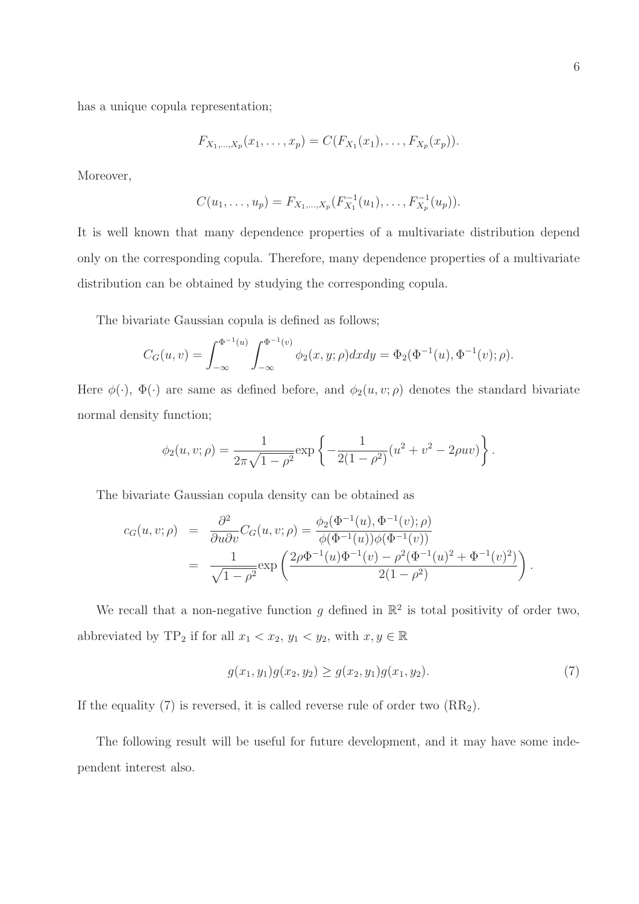has a unique copula representation;

$$F_{X_1,\ldots,X_p}(x_1,\ldots,x_p) = C(F_{X_1}(x_1),\ldots,F_{X_p}(x_p)).$$

Moreover,

$$C(u_1,\ldots,u_p) = F_{X_1,\ldots,X_p}(F_{X_1}^{-1}(u_1),\ldots,F_{X_p}^{-1}(u_p)).$$

It is well known that many dependence properties of a multivariate distribution depend only on the corresponding copula. Therefore, many dependence properties of a multivariate distribution can be obtained by studying the corresponding copula.

The bivariate Gaussian copula is defined as follows;

$$C_G(u,v) = \int_{-\infty}^{\Phi^{-1}(u)} \int_{-\infty}^{\Phi^{-1}(v)} \phi_2(x,y;\rho)dxdy = \Phi_2(\Phi^{-1}(u),\Phi^{-1}(v);\rho).$$

Here $\phi(\cdot)$, $\Phi(\cdot)$ are same as defined before, and $\phi_2(u,v;\rho)$ denotes the standard bivariate normal density function;

$$\phi_2(u,v;\rho) = \frac{1}{2\pi\sqrt{1-\rho^2}}\exp\left\{-\frac{1}{2(1-\rho^2)}(u^2+v^2-2\rho uv)\right\}.$$

The bivariate Gaussian copula density can be obtained as

$$\begin{aligned} c_G(u,v;\rho) &= \frac{\partial^2}{\partial u \partial v} C_G(u,v;\rho) = \frac{\phi_2(\Phi^{-1}(u),\Phi^{-1}(v);\rho)}{\phi(\Phi^{-1}(u))\phi(\Phi^{-1}(v))} \\ &= \frac{1}{\sqrt{1-\rho^2}}\exp\left(\frac{2\rho\Phi^{-1}(u)\Phi^{-1}(v) - \rho^2(\Phi^{-1}(u)^2+\Phi^{-1}(v)^2)}{2(1-\rho^2)}\right). \end{aligned}$$

We recall that a non-negative function $g$ defined in $\mathbb{R}^2$ is total positivity of order two, abbreviated by $\text{TP}_2$ if for all $x_1 < x_2$, $y_1 < y_2$, with $x, y \in \mathbb{R}$

$$g(x_1,y_1)g(x_2,y_2) \geq g(x_2,y_1)g(x_1,y_2). \tag{7}$$

If the equality (7) is reversed, it is called reverse rule of order two ($\text{RR}_2$).

The following result will be useful for future development, and it may have some independent interest also.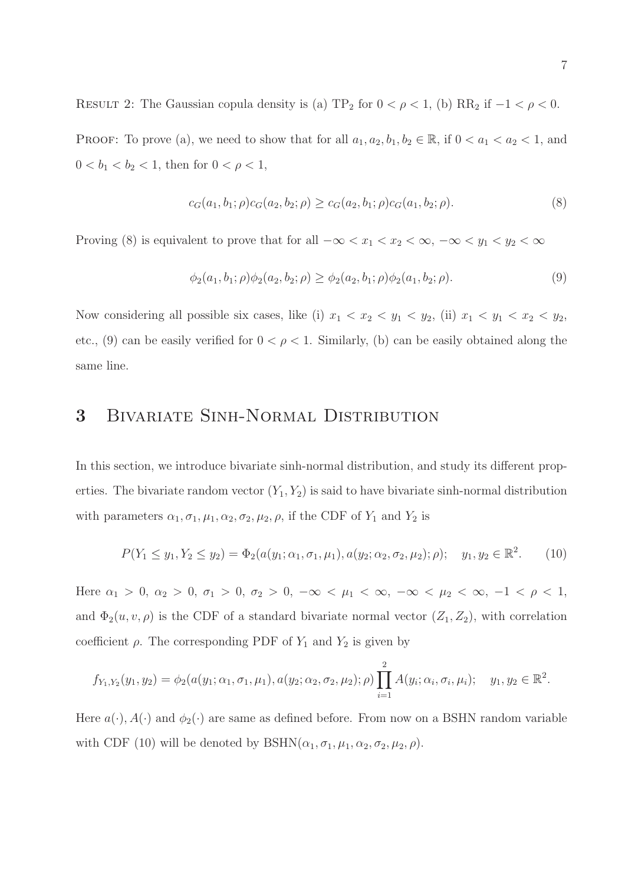Result 2: The Gaussian copula density is (a) $\text{TP}_2$ for $0 < \rho < 1$, (b) $\text{RR}_2$ if $-1 < \rho < 0$.

Proof: To prove (a), we need to show that for all $a_1, a_2, b_1, b_2 \in \mathbb{R}$, if $0 < a_1 < a_2 < 1$, and $0 < b_1 < b_2 < 1$, then for $0 < \rho < 1$,

$$c_G(a_1, b_1; \rho) c_G(a_2, b_2; \rho) \geq c_G(a_2, b_1; \rho) c_G(a_1, b_2; \rho). \tag{8}$$

Proving (8) is equivalent to prove that for all $-\infty < x_1 < x_2 < \infty$, $-\infty < y_1 < y_2 < \infty$

$$\phi_2(a_1, b_1; \rho)\phi_2(a_2, b_2; \rho) \geq \phi_2(a_2, b_1; \rho)\phi_2(a_1, b_2; \rho). \tag{9}$$

Now considering all possible six cases, like (i) $x_1 < x_2 < y_1 < y_2$, (ii) $x_1 < y_1 < x_2 < y_2$, etc., (9) can be easily verified for $0 < \rho < 1$. Similarly, (b) can be easily obtained along the same line.

## 3 Bivariate Sinh-Normal Distribution

In this section, we introduce bivariate sinh-normal distribution, and study its different properties. The bivariate random vector $(Y_1, Y_2)$ is said to have bivariate sinh-normal distribution with parameters $\alpha_1, \sigma_1, \mu_1, \alpha_2, \sigma_2, \mu_2, \rho$, if the CDF of $Y_1$ and $Y_2$ is

$$P(Y_1 \leq y_1, Y_2 \leq y_2) = \Phi_2(a(y_1; \alpha_1, \sigma_1, \mu_1), a(y_2; \alpha_2, \sigma_2, \mu_2); \rho); \quad y_1, y_2 \in \mathbb{R}^2. \tag{10}$$

Here $\alpha_1 > 0$, $\alpha_2 > 0$, $\sigma_1 > 0$, $\sigma_2 > 0$, $-\infty < \mu_1 < \infty$, $-\infty < \mu_2 < \infty$, $-1 < \rho < 1$, and $\Phi_2(u, v, \rho)$ is the CDF of a standard bivariate normal vector $(Z_1, Z_2)$, with correlation coefficient $\rho$. The corresponding PDF of $Y_1$ and $Y_2$ is given by

$$f_{Y_1,Y_2}(y_1, y_2) = \phi_2(a(y_1; \alpha_1, \sigma_1, \mu_1), a(y_2; \alpha_2, \sigma_2, \mu_2); \rho) \prod_{i=1}^{2} A(y_i; \alpha_i, \sigma_i, \mu_i); \quad y_1, y_2 \in \mathbb{R}^2.$$

Here $a(\cdot)$, $A(\cdot)$ and $\phi_2(\cdot)$ are same as defined before. From now on a BSHN random variable with CDF (10) will be denoted by $\text{BSHN}(\alpha_1, \sigma_1, \mu_1, \alpha_2, \sigma_2, \mu_2, \rho)$.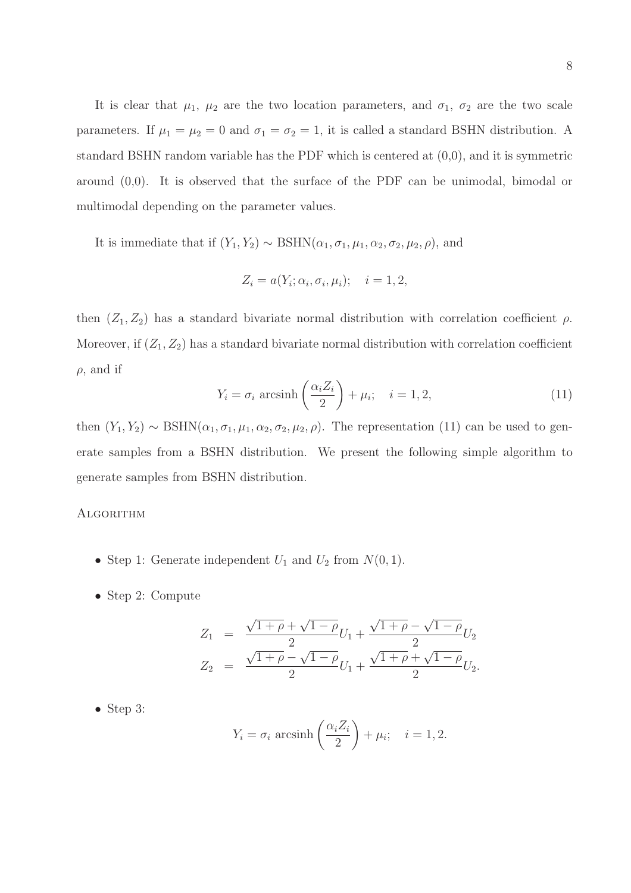It is clear that $\mu_1$, $\mu_2$ are the two location parameters, and $\sigma_1$, $\sigma_2$ are the two scale parameters. If $\mu_1 = \mu_2 = 0$ and $\sigma_1 = \sigma_2 = 1$, it is called a standard BSHN distribution. A standard BSHN random variable has the PDF which is centered at (0,0), and it is symmetric around (0,0). It is observed that the surface of the PDF can be unimodal, bimodal or multimodal depending on the parameter values.

It is immediate that if $(Y_1, Y_2) \sim \text{BSHN}(\alpha_1, \sigma_1, \mu_1, \alpha_2, \sigma_2, \mu_2, \rho)$, and

$$Z_i = a(Y_i; \alpha_i, \sigma_i, \mu_i); \quad i = 1, 2,$$

then $(Z_1, Z_2)$ has a standard bivariate normal distribution with correlation coefficient $\rho$. Moreover, if $(Z_1, Z_2)$ has a standard bivariate normal distribution with correlation coefficient $\rho$, and if

$$Y_i = \sigma_i \text{ arcsinh}\left(\frac{\alpha_i Z_i}{2}\right) + \mu_i; \quad i = 1, 2, \tag{11}$$

then $(Y_1, Y_2) \sim \text{BSHN}(\alpha_1, \sigma_1, \mu_1, \alpha_2, \sigma_2, \mu_2, \rho)$. The representation (11) can be used to generate samples from a BSHN distribution. We present the following simple algorithm to generate samples from BSHN distribution.

ALGORITHM

- Step 1: Generate independent $U_1$ and $U_2$ from $N(0, 1)$.
- Step 2: Compute

$$\begin{aligned} Z_1 &= \frac{\sqrt{1+\rho} + \sqrt{1-\rho}}{2} U_1 + \frac{\sqrt{1+\rho} - \sqrt{1-\rho}}{2} U_2 \\ Z_2 &= \frac{\sqrt{1+\rho} - \sqrt{1-\rho}}{2} U_1 + \frac{\sqrt{1+\rho} + \sqrt{1-\rho}}{2} U_2. \end{aligned}$$

- Step 3:

$$Y_i = \sigma_i \text{ arcsinh}\left(\frac{\alpha_i Z_i}{2}\right) + \mu_i; \quad i = 1, 2.$$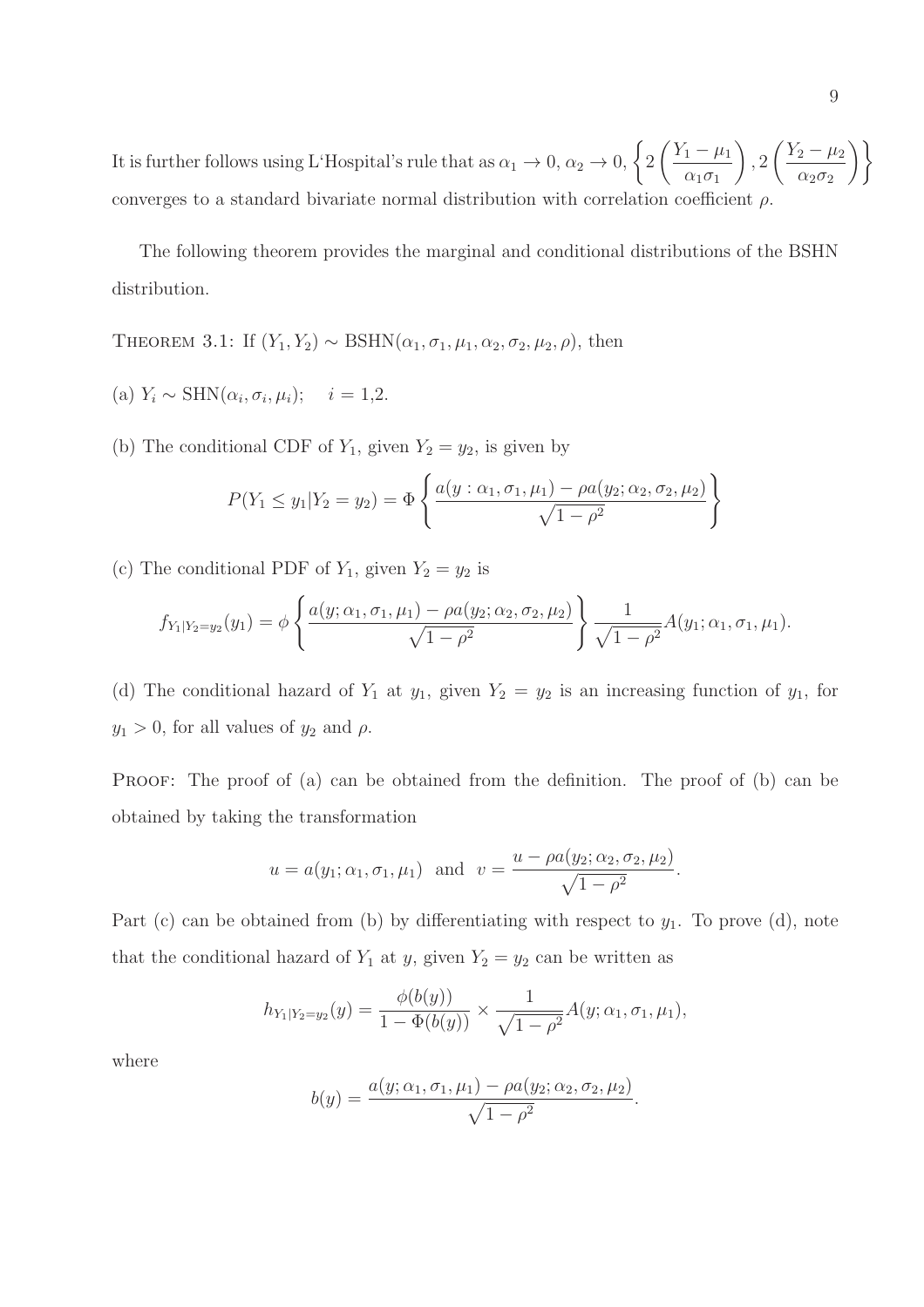It is further follows using L'Hospital's rule that as $\alpha_1 \to 0$, $\alpha_2 \to 0$, $\left\{ 2\left(\frac{Y_1 - \mu_1}{\alpha_1 \sigma_1}\right), 2\left(\frac{Y_2 - \mu_2}{\alpha_2 \sigma_2}\right) \right\}$ converges to a standard bivariate normal distribution with correlation coefficient $\rho$.

The following theorem provides the marginal and conditional distributions of the BSHN distribution.

THEOREM 3.1: If $(Y_1, Y_2) \sim \text{BSHN}(\alpha_1, \sigma_1, \mu_1, \alpha_2, \sigma_2, \mu_2, \rho)$, then

(a) $Y_i \sim \text{SHN}(\alpha_i, \sigma_i, \mu_i); \quad i = 1,2.$

(b) The conditional CDF of $Y_1$, given $Y_2 = y_2$, is given by

$$P(Y_1 \le y_1 | Y_2 = y_2) = \Phi\left\{ \frac{a(y : \alpha_1, \sigma_1, \mu_1) - \rho a(y_2; \alpha_2, \sigma_2, \mu_2)}{\sqrt{1-\rho^2}} \right\}$$

(c) The conditional PDF of $Y_1$, given $Y_2 = y_2$ is

$$f_{Y_1|Y_2=y_2}(y_1) = \phi\left\{ \frac{a(y; \alpha_1, \sigma_1, \mu_1) - \rho a(y_2; \alpha_2, \sigma_2, \mu_2)}{\sqrt{1-\rho^2}} \right\} \frac{1}{\sqrt{1-\rho^2}} A(y_1; \alpha_1, \sigma_1, \mu_1).$$

(d) The conditional hazard of $Y_1$ at $y_1$, given $Y_2 = y_2$ is an increasing function of $y_1$, for $y_1 > 0$, for all values of $y_2$ and $\rho$.

PROOF: The proof of (a) can be obtained from the definition. The proof of (b) can be obtained by taking the transformation

$$u = a(y_1; \alpha_1, \sigma_1, \mu_1) \text{ and } v = \frac{u - \rho a(y_2; \alpha_2, \sigma_2, \mu_2)}{\sqrt{1-\rho^2}}.$$

Part (c) can be obtained from (b) by differentiating with respect to $y_1$. To prove (d), note that the conditional hazard of $Y_1$ at $y$, given $Y_2 = y_2$ can be written as

$$h_{Y_1|Y_2=y_2}(y) = \frac{\phi(b(y))}{1 - \Phi(b(y))} \times \frac{1}{\sqrt{1-\rho^2}} A(y; \alpha_1, \sigma_1, \mu_1),$$

where

$$b(y) = \frac{a(y; \alpha_1, \sigma_1, \mu_1) - \rho a(y_2; \alpha_2, \sigma_2, \mu_2)}{\sqrt{1-\rho^2}}.$$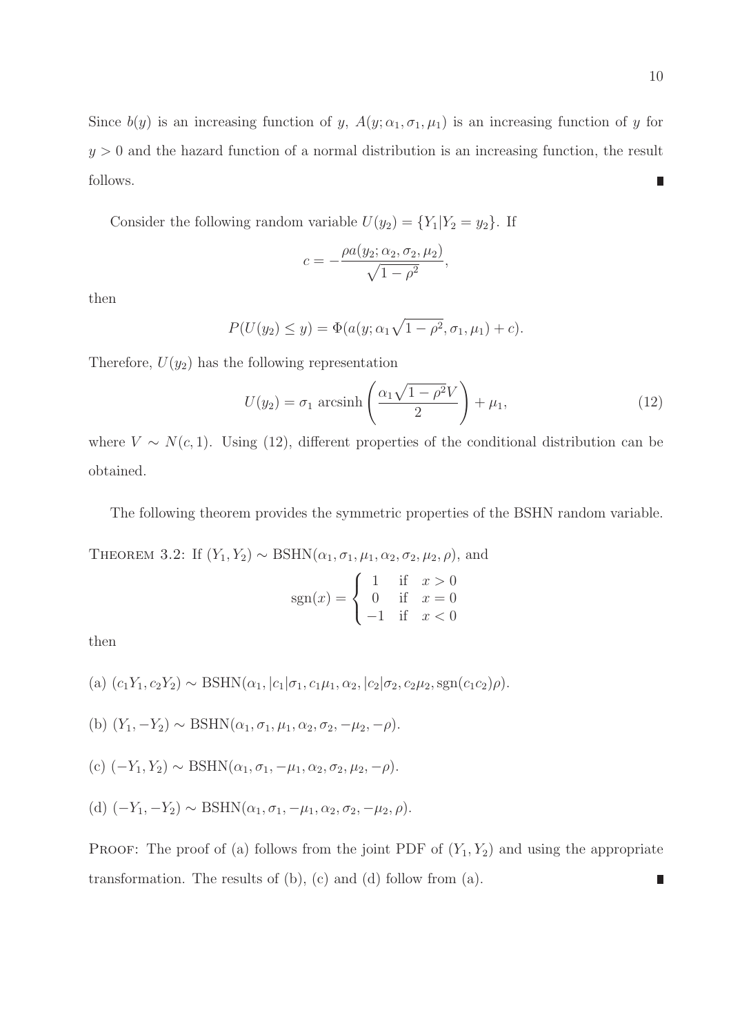Since $b(y)$ is an increasing function of $y$, $A(y; \alpha_1, \sigma_1, \mu_1)$ is an increasing function of $y$ for $y > 0$ and the hazard function of a normal distribution is an increasing function, the result follows. ∎

Consider the following random variable $U(y_2) = \{Y_1 | Y_2 = y_2\}$. If

$$c = -\frac{\rho a(y_2; \alpha_2, \sigma_2, \mu_2)}{\sqrt{1-\rho^2}},$$

then

$$P(U(y_2) \leq y) = \Phi(a(y; \alpha_1\sqrt{1-\rho^2}, \sigma_1, \mu_1) + c).$$

Therefore, $U(y_2)$ has the following representation

$$U(y_2) = \sigma_1 \text{ arcsinh}\left(\frac{\alpha_1\sqrt{1-\rho^2}V}{2}\right) + \mu_1, \tag{12}$$

where $V \sim N(c, 1)$. Using (12), different properties of the conditional distribution can be obtained.

The following theorem provides the symmetric properties of the BSHN random variable.

THEOREM 3.2: If $(Y_1, Y_2) \sim \text{BSHN}(\alpha_1, \sigma_1, \mu_1, \alpha_2, \sigma_2, \mu_2, \rho)$, and

$$\text{sgn}(x) = \begin{cases} 1 & \text{if} \quad x > 0 \\ 0 & \text{if} \quad x = 0 \\ -1 & \text{if} \quad x < 0 \end{cases}$$

then

(a) $(c_1 Y_1, c_2 Y_2) \sim \text{BSHN}(\alpha_1, |c_1|\sigma_1, c_1\mu_1, \alpha_2, |c_2|\sigma_2, c_2\mu_2, \text{sgn}(c_1 c_2)\rho)$.

(b) $(Y_1, -Y_2) \sim \text{BSHN}(\alpha_1, \sigma_1, \mu_1, \alpha_2, \sigma_2, -\mu_2, -\rho)$.

(c) $(-Y_1, Y_2) \sim \text{BSHN}(\alpha_1, \sigma_1, -\mu_1, \alpha_2, \sigma_2, \mu_2, -\rho)$.

(d) $(-Y_1, -Y_2) \sim \text{BSHN}(\alpha_1, \sigma_1, -\mu_1, \alpha_2, \sigma_2, -\mu_2, \rho)$.

PROOF: The proof of (a) follows from the joint PDF of $(Y_1, Y_2)$ and using the appropriate transformation. The results of (b), (c) and (d) follow from (a). ∎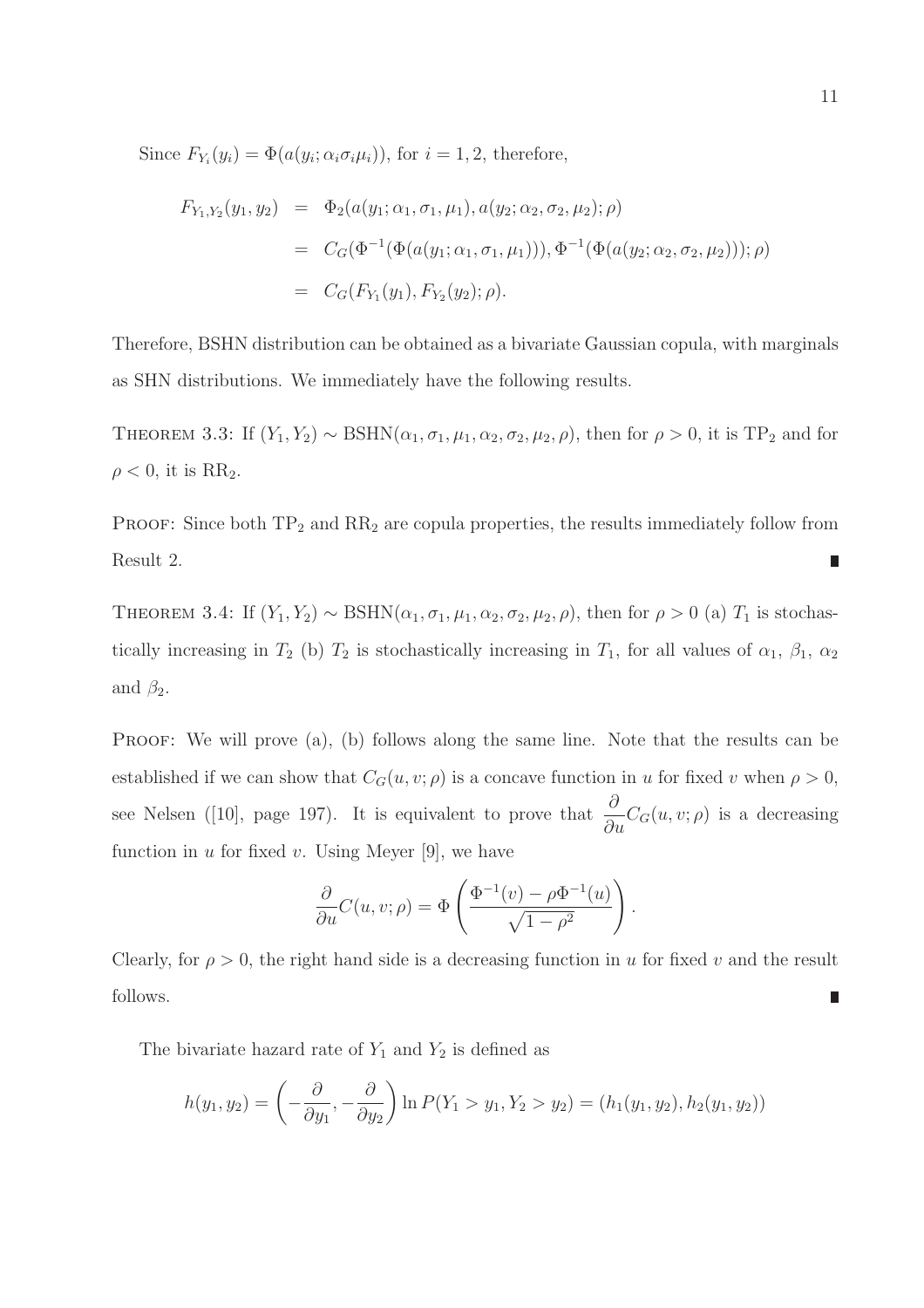Since $F_{Y_i}(y_i) = \Phi(a(y_i; \alpha_i \sigma_i \mu_i))$, for $i = 1, 2$, therefore,

$$
\begin{aligned}
F_{Y_1,Y_2}(y_1, y_2) &= \Phi_2(a(y_1; \alpha_1, \sigma_1, \mu_1), a(y_2; \alpha_2, \sigma_2, \mu_2); \rho) \\
&= C_G(\Phi^{-1}(\Phi(a(y_1; \alpha_1, \sigma_1, \mu_1))), \Phi^{-1}(\Phi(a(y_2; \alpha_2, \sigma_2, \mu_2))); \rho) \\
&= C_G(F_{Y_1}(y_1), F_{Y_2}(y_2); \rho).
\end{aligned}
$$

Therefore, BSHN distribution can be obtained as a bivariate Gaussian copula, with marginals as SHN distributions. We immediately have the following results.

THEOREM 3.3: If $(Y_1, Y_2) \sim \text{BSHN}(\alpha_1, \sigma_1, \mu_1, \alpha_2, \sigma_2, \mu_2, \rho)$, then for $\rho > 0$, it is $\text{TP}_2$ and for $\rho < 0$, it is $\text{RR}_2$.

PROOF: Since both $\text{TP}_2$ and $\text{RR}_2$ are copula properties, the results immediately follow from Result 2. ∎

THEOREM 3.4: If $(Y_1, Y_2) \sim \text{BSHN}(\alpha_1, \sigma_1, \mu_1, \alpha_2, \sigma_2, \mu_2, \rho)$, then for $\rho > 0$ (a) $T_1$ is stochastically increasing in $T_2$ (b) $T_2$ is stochastically increasing in $T_1$, for all values of $\alpha_1$, $\beta_1$, $\alpha_2$ and $\beta_2$.

PROOF: We will prove (a), (b) follows along the same line. Note that the results can be established if we can show that $C_G(u, v; \rho)$ is a concave function in $u$ for fixed $v$ when $\rho > 0$, see Nelsen ([10], page 197). It is equivalent to prove that $\frac{\partial}{\partial u} C_G(u, v; \rho)$ is a decreasing function in $u$ for fixed $v$. Using Meyer [9], we have

$$
\frac{\partial}{\partial u} C(u, v; \rho) = \Phi\left(\frac{\Phi^{-1}(v) - \rho \Phi^{-1}(u)}{\sqrt{1 - \rho^2}}\right).
$$

Clearly, for $\rho > 0$, the right hand side is a decreasing function in $u$ for fixed $v$ and the result follows. ∎

The bivariate hazard rate of $Y_1$ and $Y_2$ is defined as

$$
h(y_1, y_2) = \left(-\frac{\partial}{\partial y_1}, -\frac{\partial}{\partial y_2}\right) \ln P(Y_1 > y_1, Y_2 > y_2) = (h_1(y_1, y_2), h_2(y_1, y_2))
$$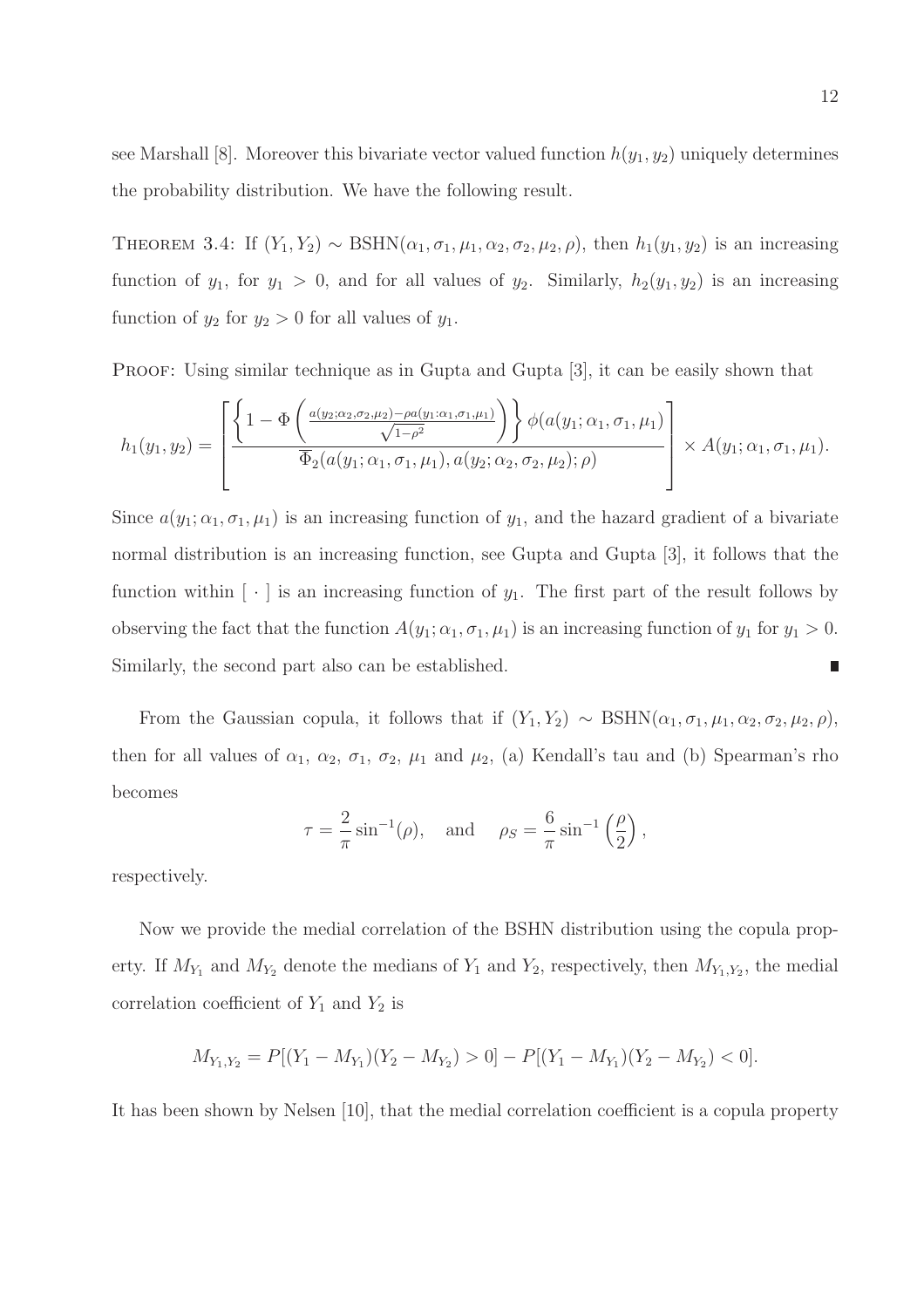see Marshall [8]. Moreover this bivariate vector valued function $h(y_1, y_2)$ uniquely determines the probability distribution. We have the following result.

THEOREM 3.4: If $(Y_1, Y_2) \sim \text{BSHN}(\alpha_1, \sigma_1, \mu_1, \alpha_2, \sigma_2, \mu_2, \rho)$, then $h_1(y_1, y_2)$ is an increasing function of $y_1$, for $y_1 > 0$, and for all values of $y_2$. Similarly, $h_2(y_1, y_2)$ is an increasing function of $y_2$ for $y_2 > 0$ for all values of $y_1$.

PROOF: Using similar technique as in Gupta and Gupta [3], it can be easily shown that

$$h_1(y_1, y_2) = \left[ \frac{\left\{ 1 - \Phi\left( \frac{a(y_2;\alpha_2,\sigma_2,\mu_2) - \rho a(y_1;\alpha_1,\sigma_1,\mu_1)}{\sqrt{1-\rho^2}} \right) \right\} \phi(a(y_1; \alpha_1, \sigma_1, \mu_1))}{\overline{\Phi}_2(a(y_1; \alpha_1, \sigma_1, \mu_1), a(y_2; \alpha_2, \sigma_2, \mu_2); \rho)} \right] \times A(y_1; \alpha_1, \sigma_1, \mu_1).$$

Since $a(y_1; \alpha_1, \sigma_1, \mu_1)$ is an increasing function of $y_1$, and the hazard gradient of a bivariate normal distribution is an increasing function, see Gupta and Gupta [3], it follows that the function within $[\ \cdot\ ]$ is an increasing function of $y_1$. The first part of the result follows by observing the fact that the function $A(y_1; \alpha_1, \sigma_1, \mu_1)$ is an increasing function of $y_1$ for $y_1 > 0$. Similarly, the second part also can be established. ■

From the Gaussian copula, it follows that if $(Y_1, Y_2) \sim \text{BSHN}(\alpha_1, \sigma_1, \mu_1, \alpha_2, \sigma_2, \mu_2, \rho)$, then for all values of $\alpha_1$, $\alpha_2$, $\sigma_1$, $\sigma_2$, $\mu_1$ and $\mu_2$, (a) Kendall's tau and (b) Spearman's rho becomes

$$\tau = \frac{2}{\pi} \sin^{-1}(\rho), \quad \text{and} \quad \rho_S = \frac{6}{\pi} \sin^{-1}\left(\frac{\rho}{2}\right),$$

respectively.

Now we provide the medial correlation of the BSHN distribution using the copula property. If $M_{Y_1}$ and $M_{Y_2}$ denote the medians of $Y_1$ and $Y_2$, respectively, then $M_{Y_1,Y_2}$, the medial correlation coefficient of $Y_1$ and $Y_2$ is

$$M_{Y_1,Y_2} = P[(Y_1 - M_{Y_1})(Y_2 - M_{Y_2}) > 0] - P[(Y_1 - M_{Y_1})(Y_2 - M_{Y_2}) < 0].$$

It has been shown by Nelsen [10], that the medial correlation coefficient is a copula property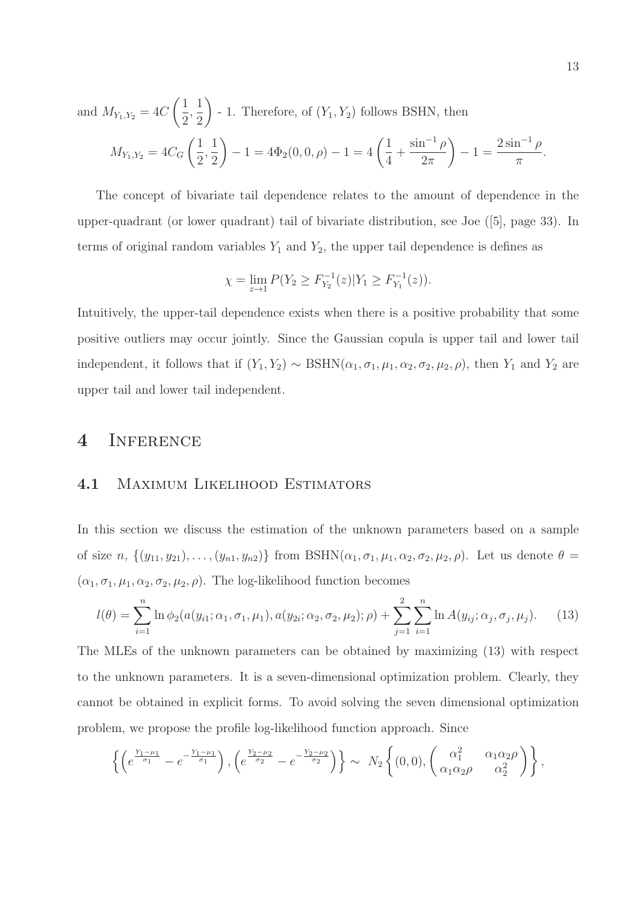and $M_{Y_1,Y_2} = 4C\left(\frac{1}{2}, \frac{1}{2}\right)$ - 1. Therefore, of $(Y_1, Y_2)$ follows BSHN, then

$$M_{Y_1,Y_2} = 4C_G\left(\frac{1}{2}, \frac{1}{2}\right) - 1 = 4\Phi_2(0, 0, \rho) - 1 = 4\left(\frac{1}{4} + \frac{\sin^{-1}\rho}{2\pi}\right) - 1 = \frac{2\sin^{-1}\rho}{\pi}.$$

The concept of bivariate tail dependence relates to the amount of dependence in the upper-quadrant (or lower quadrant) tail of bivariate distribution, see Joe ([5], page 33). In terms of original random variables $Y_1$ and $Y_2$, the upper tail dependence is defines as

$$\chi = \lim_{z \to 1} P(Y_2 \geq F_{Y_2}^{-1}(z) | Y_1 \geq F_{Y_1}^{-1}(z)).$$

Intuitively, the upper-tail dependence exists when there is a positive probability that some positive outliers may occur jointly. Since the Gaussian copula is upper tail and lower tail independent, it follows that if $(Y_1, Y_2) \sim$ BSHN$(\alpha_1, \sigma_1, \mu_1, \alpha_2, \sigma_2, \mu_2, \rho)$, then $Y_1$ and $Y_2$ are upper tail and lower tail independent.

# 4 Inference

## 4.1 Maximum Likelihood Estimators

In this section we discuss the estimation of the unknown parameters based on a sample of size $n$, $\{(y_{11}, y_{21}), \ldots, (y_{n1}, y_{n2})\}$ from BSHN$(\alpha_1, \sigma_1, \mu_1, \alpha_2, \sigma_2, \mu_2, \rho)$. Let us denote $\theta = (\alpha_1, \sigma_1, \mu_1, \alpha_2, \sigma_2, \mu_2, \rho)$. The log-likelihood function becomes

$$l(\theta) = \sum_{i=1}^{n} \ln \phi_2(a(y_{i1}; \alpha_1, \sigma_1, \mu_1), a(y_{2i}; \alpha_2, \sigma_2, \mu_2); \rho) + \sum_{j=1}^{2}\sum_{i=1}^{n} \ln A(y_{ij}; \alpha_j, \sigma_j, \mu_j). \quad (13)$$

The MLEs of the unknown parameters can be obtained by maximizing (13) with respect to the unknown parameters. It is a seven-dimensional optimization problem. Clearly, they cannot be obtained in explicit forms. To avoid solving the seven dimensional optimization problem, we propose the profile log-likelihood function approach. Since

$$\left\{\left(e^{\frac{Y_1-\mu_1}{\sigma_1}} - e^{-\frac{Y_1-\mu_1}{\sigma_1}}\right), \left(e^{\frac{Y_2-\mu_2}{\sigma_2}} - e^{-\frac{Y_2-\mu_2}{\sigma_2}}\right)\right\} \sim \; N_2\left\{(0, 0), \begin{pmatrix} \alpha_1^2 & \alpha_1\alpha_2\rho \\ \alpha_1\alpha_2\rho & \alpha_2^2 \end{pmatrix}\right\},$$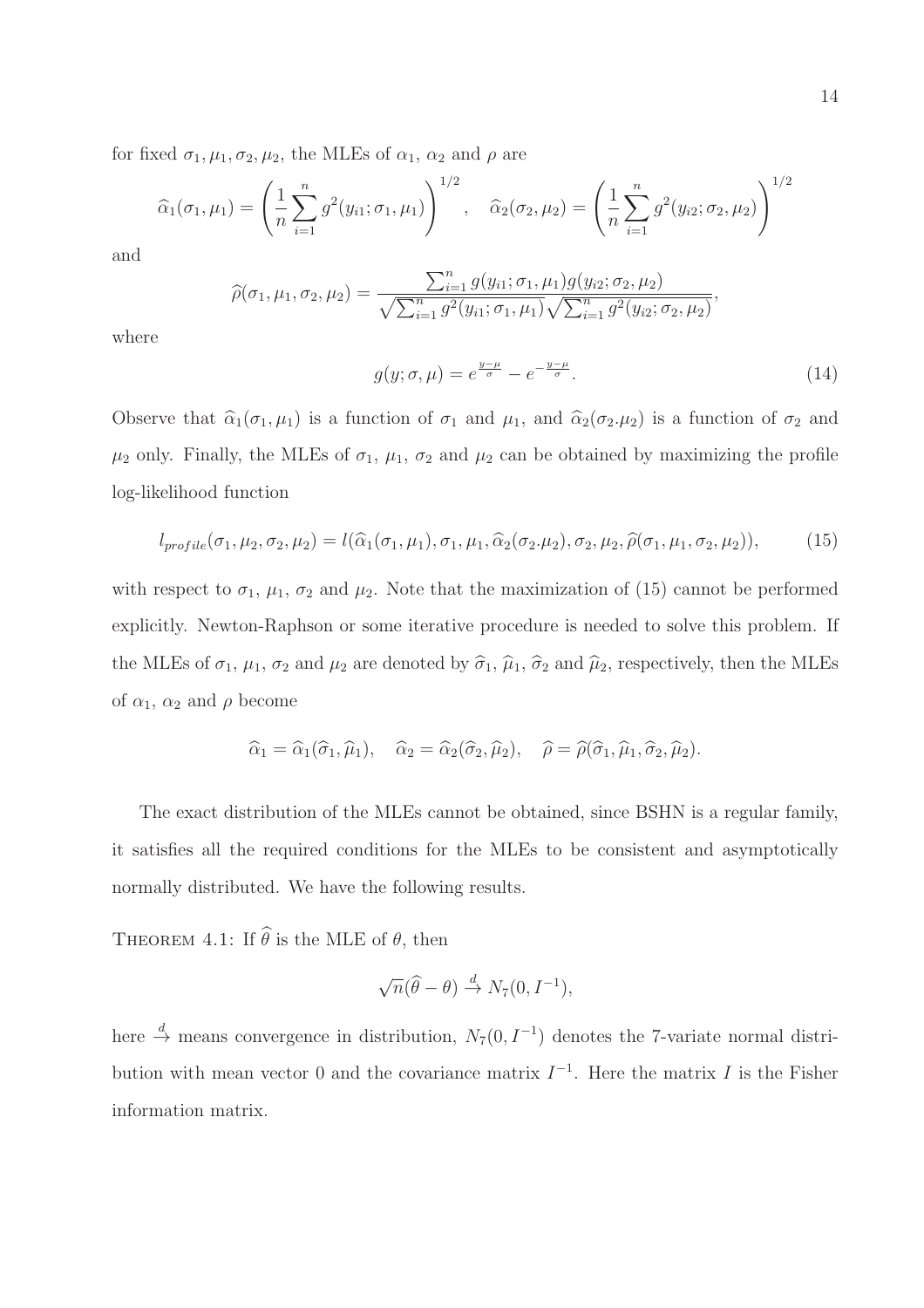for fixed $\sigma_1, \mu_1, \sigma_2, \mu_2$, the MLEs of $\alpha_1$, $\alpha_2$ and $\rho$ are

$$\widehat{\alpha}_1(\sigma_1, \mu_1) = \left(\frac{1}{n}\sum_{i=1}^{n} g^2(y_{i1}; \sigma_1, \mu_1)\right)^{1/2}, \quad \widehat{\alpha}_2(\sigma_2, \mu_2) = \left(\frac{1}{n}\sum_{i=1}^{n} g^2(y_{i2}; \sigma_2, \mu_2)\right)^{1/2}$$

and

$$\widehat{\rho}(\sigma_1, \mu_1, \sigma_2, \mu_2) = \frac{\sum_{i=1}^{n} g(y_{i1}; \sigma_1, \mu_1) g(y_{i2}; \sigma_2, \mu_2)}{\sqrt{\sum_{i=1}^{n} g^2(y_{i1}; \sigma_1, \mu_1)}\sqrt{\sum_{i=1}^{n} g^2(y_{i2}; \sigma_2, \mu_2)}},$$

where

$$g(y; \sigma, \mu) = e^{\frac{y-\mu}{\sigma}} - e^{-\frac{y-\mu}{\sigma}}. \tag{14}$$

Observe that $\widehat{\alpha}_1(\sigma_1, \mu_1)$ is a function of $\sigma_1$ and $\mu_1$, and $\widehat{\alpha}_2(\sigma_2.\mu_2)$ is a function of $\sigma_2$ and $\mu_2$ only. Finally, the MLEs of $\sigma_1$, $\mu_1$, $\sigma_2$ and $\mu_2$ can be obtained by maximizing the profile log-likelihood function

$$l_{profile}(\sigma_1, \mu_2, \sigma_2, \mu_2) = l(\widehat{\alpha}_1(\sigma_1, \mu_1), \sigma_1, \mu_1, \widehat{\alpha}_2(\sigma_2.\mu_2), \sigma_2, \mu_2, \widehat{\rho}(\sigma_1, \mu_1, \sigma_2, \mu_2)), \tag{15}$$

with respect to $\sigma_1$, $\mu_1$, $\sigma_2$ and $\mu_2$. Note that the maximization of (15) cannot be performed explicitly. Newton-Raphson or some iterative procedure is needed to solve this problem. If the MLEs of $\sigma_1$, $\mu_1$, $\sigma_2$ and $\mu_2$ are denoted by $\widehat{\sigma}_1$, $\widehat{\mu}_1$, $\widehat{\sigma}_2$ and $\widehat{\mu}_2$, respectively, then the MLEs of $\alpha_1$, $\alpha_2$ and $\rho$ become

$$\widehat{\alpha}_1 = \widehat{\alpha}_1(\widehat{\sigma}_1, \widehat{\mu}_1), \quad \widehat{\alpha}_2 = \widehat{\alpha}_2(\widehat{\sigma}_2, \widehat{\mu}_2), \quad \widehat{\rho} = \widehat{\rho}(\widehat{\sigma}_1, \widehat{\mu}_1, \widehat{\sigma}_2, \widehat{\mu}_2).$$

The exact distribution of the MLEs cannot be obtained, since BSHN is a regular family, it satisfies all the required conditions for the MLEs to be consistent and asymptotically normally distributed. We have the following results.

THEOREM 4.1: If $\widehat{\theta}$ is the MLE of $\theta$, then

$$\sqrt{n}(\widehat{\theta} - \theta) \xrightarrow{d} N_7(0, I^{-1}),$$

here $\xrightarrow{d}$ means convergence in distribution, $N_7(0, I^{-1})$ denotes the 7-variate normal distribution with mean vector 0 and the covariance matrix $I^{-1}$. Here the matrix $I$ is the Fisher information matrix.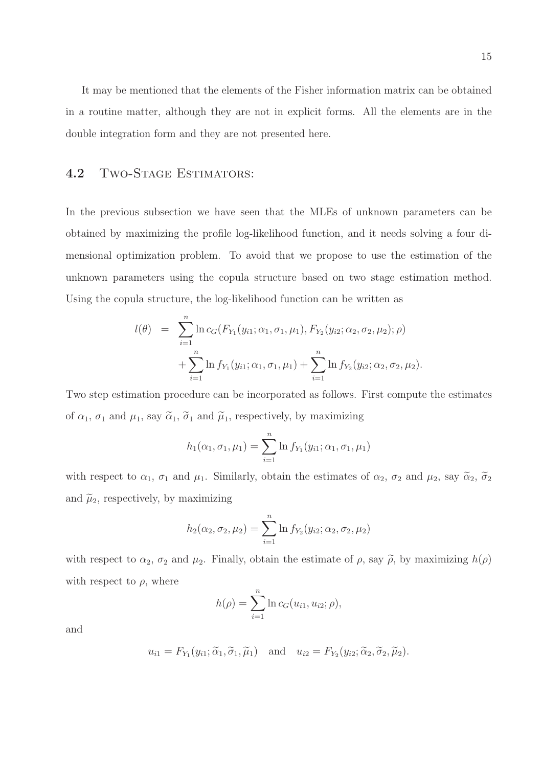It may be mentioned that the elements of the Fisher information matrix can be obtained in a routine matter, although they are not in explicit forms. All the elements are in the double integration form and they are not presented here.

## 4.2 Two-Stage Estimators:

In the previous subsection we have seen that the MLEs of unknown parameters can be obtained by maximizing the profile log-likelihood function, and it needs solving a four dimensional optimization problem. To avoid that we propose to use the estimation of the unknown parameters using the copula structure based on two stage estimation method. Using the copula structure, the log-likelihood function can be written as

$$
\begin{aligned}
l(\theta) &= \sum_{i=1}^{n} \ln c_G(F_{Y_1}(y_{i1}; \alpha_1, \sigma_1, \mu_1), F_{Y_2}(y_{i2}; \alpha_2, \sigma_2, \mu_2); \rho) \\
&\quad + \sum_{i=1}^{n} \ln f_{Y_1}(y_{i1}; \alpha_1, \sigma_1, \mu_1) + \sum_{i=1}^{n} \ln f_{Y_2}(y_{i2}; \alpha_2, \sigma_2, \mu_2).
\end{aligned}
$$

Two step estimation procedure can be incorporated as follows. First compute the estimates of $\alpha_1$, $\sigma_1$ and $\mu_1$, say $\widetilde{\alpha}_1$, $\widetilde{\sigma}_1$ and $\widetilde{\mu}_1$, respectively, by maximizing

$$
h_1(\alpha_1, \sigma_1, \mu_1) = \sum_{i=1}^{n} \ln f_{Y_1}(y_{i1}; \alpha_1, \sigma_1, \mu_1)
$$

with respect to $\alpha_1$, $\sigma_1$ and $\mu_1$. Similarly, obtain the estimates of $\alpha_2$, $\sigma_2$ and $\mu_2$, say $\widetilde{\alpha}_2$, $\widetilde{\sigma}_2$ and $\widetilde{\mu}_2$, respectively, by maximizing

$$
h_2(\alpha_2, \sigma_2, \mu_2) = \sum_{i=1}^{n} \ln f_{Y_2}(y_{i2}; \alpha_2, \sigma_2, \mu_2)
$$

with respect to $\alpha_2$, $\sigma_2$ and $\mu_2$. Finally, obtain the estimate of $\rho$, say $\widetilde{\rho}$, by maximizing $h(\rho)$ with respect to $\rho$, where

$$
h(\rho) = \sum_{i=1}^{n} \ln c_G(u_{i1}, u_{i2}; \rho),
$$

and

$$
u_{i1} = F_{Y_1}(y_{i1}; \widetilde{\alpha}_1, \widetilde{\sigma}_1, \widetilde{\mu}_1) \quad \text{and} \quad u_{i2} = F_{Y_2}(y_{i2}; \widetilde{\alpha}_2, \widetilde{\sigma}_2, \widetilde{\mu}_2).
$$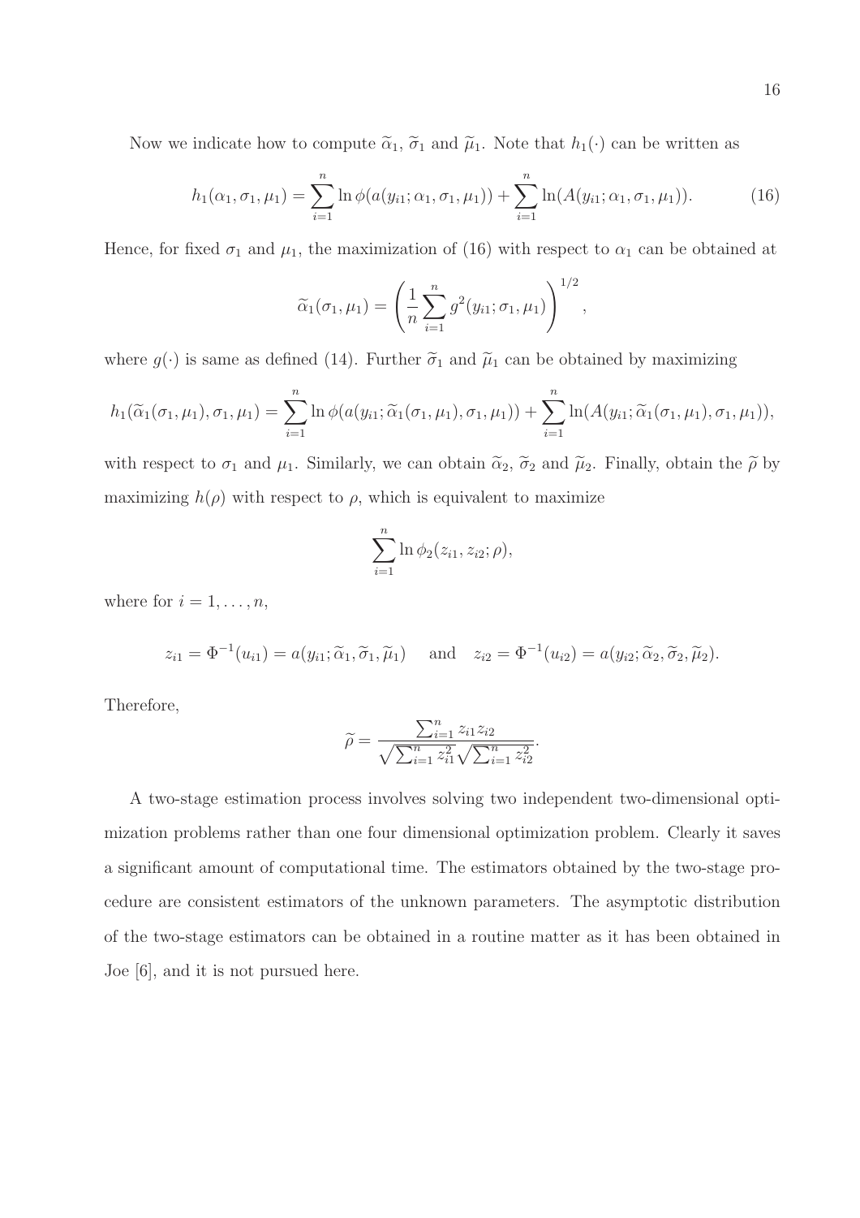Now we indicate how to compute $\widetilde{\alpha}_1$, $\widetilde{\sigma}_1$ and $\widetilde{\mu}_1$. Note that $h_1(\cdot)$ can be written as

$$h_1(\alpha_1, \sigma_1, \mu_1) = \sum_{i=1}^{n} \ln \phi(a(y_{i1}; \alpha_1, \sigma_1, \mu_1)) + \sum_{i=1}^{n} \ln(A(y_{i1}; \alpha_1, \sigma_1, \mu_1)). \tag{16}$$

Hence, for fixed $\sigma_1$ and $\mu_1$, the maximization of (16) with respect to $\alpha_1$ can be obtained at

$$\widetilde{\alpha}_1(\sigma_1, \mu_1) = \left( \frac{1}{n} \sum_{i=1}^{n} g^2(y_{i1}; \sigma_1, \mu_1) \right)^{1/2},$$

where $g(\cdot)$ is same as defined (14). Further $\widetilde{\sigma}_1$ and $\widetilde{\mu}_1$ can be obtained by maximizing

$$h_1(\widetilde{\alpha}_1(\sigma_1, \mu_1), \sigma_1, \mu_1) = \sum_{i=1}^{n} \ln \phi(a(y_{i1}; \widetilde{\alpha}_1(\sigma_1, \mu_1), \sigma_1, \mu_1)) + \sum_{i=1}^{n} \ln(A(y_{i1}; \widetilde{\alpha}_1(\sigma_1, \mu_1), \sigma_1, \mu_1)),$$

with respect to $\sigma_1$ and $\mu_1$. Similarly, we can obtain $\widetilde{\alpha}_2$, $\widetilde{\sigma}_2$ and $\widetilde{\mu}_2$. Finally, obtain the $\widetilde{\rho}$ by maximizing $h(\rho)$ with respect to $\rho$, which is equivalent to maximize

$$\sum_{i=1}^{n} \ln \phi_2(z_{i1}, z_{i2}; \rho),$$

where for $i = 1, \ldots, n$,

$$z_{i1} = \Phi^{-1}(u_{i1}) = a(y_{i1}; \widetilde{\alpha}_1, \widetilde{\sigma}_1, \widetilde{\mu}_1) \quad \text{and} \quad z_{i2} = \Phi^{-1}(u_{i2}) = a(y_{i2}; \widetilde{\alpha}_2, \widetilde{\sigma}_2, \widetilde{\mu}_2).$$

Therefore,

$$\widetilde{\rho} = \frac{\sum_{i=1}^{n} z_{i1} z_{i2}}{\sqrt{\sum_{i=1}^{n} z_{i1}^2} \sqrt{\sum_{i=1}^{n} z_{i2}^2}}.$$

A two-stage estimation process involves solving two independent two-dimensional optimization problems rather than one four dimensional optimization problem. Clearly it saves a significant amount of computational time. The estimators obtained by the two-stage procedure are consistent estimators of the unknown parameters. The asymptotic distribution of the two-stage estimators can be obtained in a routine matter as it has been obtained in Joe [6], and it is not pursued here.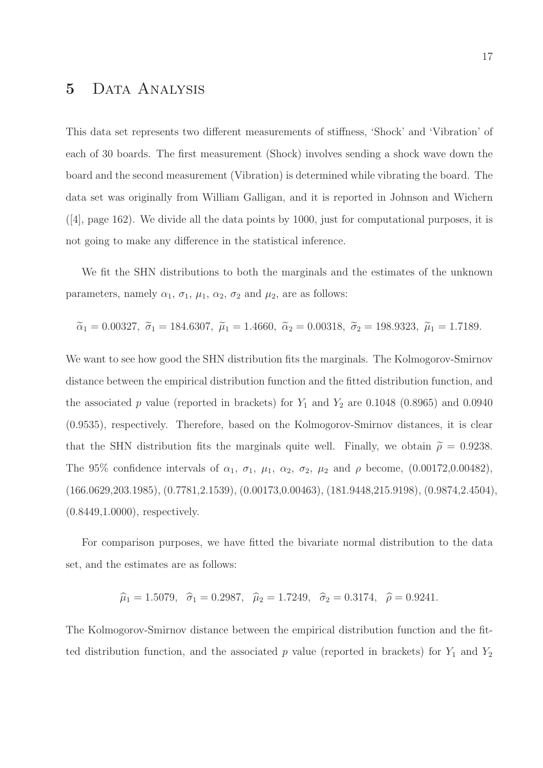# 5 Data Analysis

This data set represents two different measurements of stiffness, 'Shock' and 'Vibration' of each of 30 boards. The first measurement (Shock) involves sending a shock wave down the board and the second measurement (Vibration) is determined while vibrating the board. The data set was originally from William Galligan, and it is reported in Johnson and Wichern ([4], page 162). We divide all the data points by 1000, just for computational purposes, it is not going to make any difference in the statistical inference.

We fit the SHN distributions to both the marginals and the estimates of the unknown parameters, namely $\alpha_1$, $\sigma_1$, $\mu_1$, $\alpha_2$, $\sigma_2$ and $\mu_2$, are as follows:

$$\widetilde{\alpha}_1 = 0.00327,\ \widetilde{\sigma}_1 = 184.6307,\ \widetilde{\mu}_1 = 1.4660,\ \widetilde{\alpha}_2 = 0.00318,\ \widetilde{\sigma}_2 = 198.9323,\ \widetilde{\mu}_1 = 1.7189.$$

We want to see how good the SHN distribution fits the marginals. The Kolmogorov-Smirnov distance between the empirical distribution function and the fitted distribution function, and the associated $p$ value (reported in brackets) for $Y_1$ and $Y_2$ are 0.1048 (0.8965) and 0.0940 (0.9535), respectively. Therefore, based on the Kolmogorov-Smirnov distances, it is clear that the SHN distribution fits the marginals quite well. Finally, we obtain $\widetilde{\rho} = 0.9238$. The 95% confidence intervals of $\alpha_1$, $\sigma_1$, $\mu_1$, $\alpha_2$, $\sigma_2$, $\mu_2$ and $\rho$ become, (0.00172,0.00482), (166.0629,203.1985), (0.7781,2.1539), (0.00173,0.00463), (181.9448,215.9198), (0.9874,2.4504), (0.8449,1.0000), respectively.

For comparison purposes, we have fitted the bivariate normal distribution to the data set, and the estimates are as follows:

$$\widehat{\mu}_1 = 1.5079,\quad \widehat{\sigma}_1 = 0.2987,\quad \widehat{\mu}_2 = 1.7249,\quad \widehat{\sigma}_2 = 0.3174,\quad \widehat{\rho} = 0.9241.$$

The Kolmogorov-Smirnov distance between the empirical distribution function and the fitted distribution function, and the associated $p$ value (reported in brackets) for $Y_1$ and $Y_2$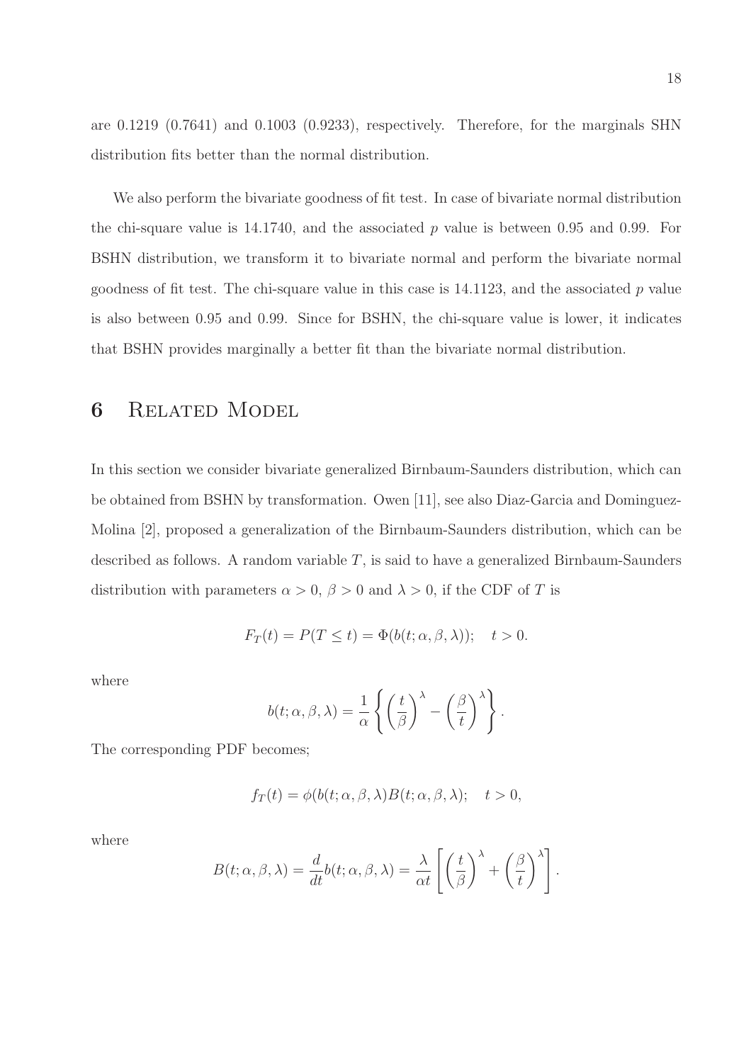are 0.1219 (0.7641) and 0.1003 (0.9233), respectively. Therefore, for the marginals SHN distribution fits better than the normal distribution.

We also perform the bivariate goodness of fit test. In case of bivariate normal distribution the chi-square value is 14.1740, and the associated $p$ value is between 0.95 and 0.99. For BSHN distribution, we transform it to bivariate normal and perform the bivariate normal goodness of fit test. The chi-square value in this case is 14.1123, and the associated $p$ value is also between 0.95 and 0.99. Since for BSHN, the chi-square value is lower, it indicates that BSHN provides marginally a better fit than the bivariate normal distribution.

# 6 Related Model

In this section we consider bivariate generalized Birnbaum-Saunders distribution, which can be obtained from BSHN by transformation. Owen [11], see also Diaz-Garcia and Dominguez-Molina [2], proposed a generalization of the Birnbaum-Saunders distribution, which can be described as follows. A random variable $T$, is said to have a generalized Birnbaum-Saunders distribution with parameters $\alpha > 0$, $\beta > 0$ and $\lambda > 0$, if the CDF of $T$ is

$$F_T(t) = P(T \le t) = \Phi(b(t;\alpha,\beta,\lambda)); \quad t > 0.$$

where

$$b(t;\alpha,\beta,\lambda) = \frac{1}{\alpha}\left\{\left(\frac{t}{\beta}\right)^{\lambda} - \left(\frac{\beta}{t}\right)^{\lambda}\right\}.$$

The corresponding PDF becomes;

$$f_T(t) = \phi(b(t;\alpha,\beta,\lambda)B(t;\alpha,\beta,\lambda); \quad t > 0,$$

where

$$B(t;\alpha,\beta,\lambda) = \frac{d}{dt}b(t;\alpha,\beta,\lambda) = \frac{\lambda}{\alpha t}\left[\left(\frac{t}{\beta}\right)^{\lambda} + \left(\frac{\beta}{t}\right)^{\lambda}\right].$$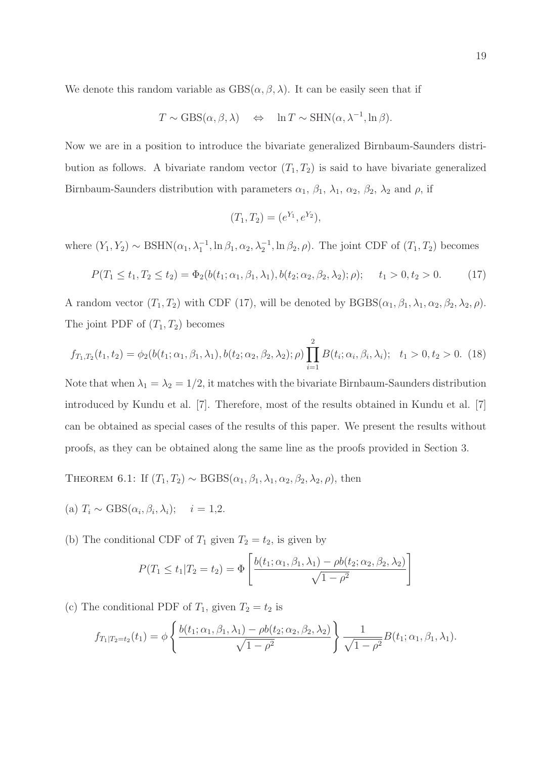We denote this random variable as $\text{GBS}(\alpha, \beta, \lambda)$. It can be easily seen that if

$$T \sim \text{GBS}(\alpha, \beta, \lambda) \quad \Leftrightarrow \quad \ln T \sim \text{SHN}(\alpha, \lambda^{-1}, \ln \beta).$$

Now we are in a position to introduce the bivariate generalized Birnbaum-Saunders distribution as follows. A bivariate random vector $(T_1, T_2)$ is said to have bivariate generalized Birnbaum-Saunders distribution with parameters $\alpha_1$, $\beta_1$, $\lambda_1$, $\alpha_2$, $\beta_2$, $\lambda_2$ and $\rho$, if

$$(T_1, T_2) = (e^{Y_1}, e^{Y_2}),$$

where $(Y_1, Y_2) \sim \text{BSHN}(\alpha_1, \lambda_1^{-1}, \ln \beta_1, \alpha_2, \lambda_2^{-1}, \ln \beta_2, \rho)$. The joint CDF of $(T_1, T_2)$ becomes

$$P(T_1 \le t_1, T_2 \le t_2) = \Phi_2(b(t_1; \alpha_1, \beta_1, \lambda_1), b(t_2; \alpha_2, \beta_2, \lambda_2); \rho); \quad t_1 > 0, t_2 > 0. \tag{17}$$

A random vector $(T_1, T_2)$ with CDF (17), will be denoted by $\text{BGBS}(\alpha_1, \beta_1, \lambda_1, \alpha_2, \beta_2, \lambda_2, \rho)$. The joint PDF of $(T_1, T_2)$ becomes

$$f_{T_1, T_2}(t_1, t_2) = \phi_2(b(t_1; \alpha_1, \beta_1, \lambda_1), b(t_2; \alpha_2, \beta_2, \lambda_2); \rho) \prod_{i=1}^{2} B(t_i; \alpha_i, \beta_i, \lambda_i); \quad t_1 > 0, t_2 > 0. \tag{18}$$

Note that when $\lambda_1 = \lambda_2 = 1/2$, it matches with the bivariate Birnbaum-Saunders distribution introduced by Kundu et al. [7]. Therefore, most of the results obtained in Kundu et al. [7] can be obtained as special cases of the results of this paper. We present the results without proofs, as they can be obtained along the same line as the proofs provided in Section 3.

THEOREM 6.1: If $(T_1, T_2) \sim \text{BGBS}(\alpha_1, \beta_1, \lambda_1, \alpha_2, \beta_2, \lambda_2, \rho)$, then

(a) $T_i \sim \text{GBS}(\alpha_i, \beta_i, \lambda_i); \quad i = 1,2.$

(b) The conditional CDF of $T_1$ given $T_2 = t_2$, is given by

$$P(T_1 \le t_1 | T_2 = t_2) = \Phi\left[\frac{b(t_1; \alpha_1, \beta_1, \lambda_1) - \rho b(t_2; \alpha_2, \beta_2, \lambda_2)}{\sqrt{1 - \rho^2}}\right]$$

(c) The conditional PDF of $T_1$, given $T_2 = t_2$ is

$$f_{T_1|T_2=t_2}(t_1) = \phi\left\{\frac{b(t_1; \alpha_1, \beta_1, \lambda_1) - \rho b(t_2; \alpha_2, \beta_2, \lambda_2)}{\sqrt{1 - \rho^2}}\right\} \frac{1}{\sqrt{1 - \rho^2}} B(t_1; \alpha_1, \beta_1, \lambda_1).$$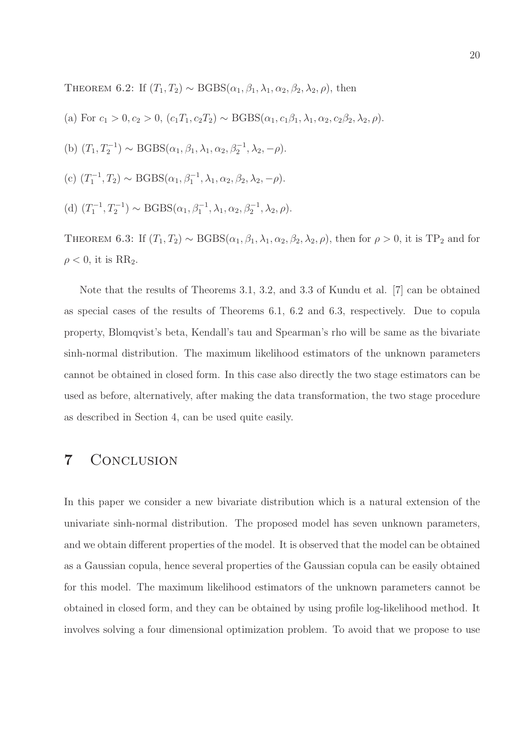THEOREM 6.2: If $(T_1, T_2) \sim \text{BGBS}(\alpha_1, \beta_1, \lambda_1, \alpha_2, \beta_2, \lambda_2, \rho)$, then

(a) For $c_1 > 0, c_2 > 0$, $(c_1 T_1, c_2 T_2) \sim \text{BGBS}(\alpha_1, c_1\beta_1, \lambda_1, \alpha_2, c_2\beta_2, \lambda_2, \rho)$.

(b) $(T_1, T_2^{-1}) \sim \text{BGBS}(\alpha_1, \beta_1, \lambda_1, \alpha_2, \beta_2^{-1}, \lambda_2, -\rho)$.

(c) $(T_1^{-1}, T_2) \sim \text{BGBS}(\alpha_1, \beta_1^{-1}, \lambda_1, \alpha_2, \beta_2, \lambda_2, -\rho)$.

(d) $(T_1^{-1}, T_2^{-1}) \sim \text{BGBS}(\alpha_1, \beta_1^{-1}, \lambda_1, \alpha_2, \beta_2^{-1}, \lambda_2, \rho)$.

THEOREM 6.3: If $(T_1, T_2) \sim \text{BGBS}(\alpha_1, \beta_1, \lambda_1, \alpha_2, \beta_2, \lambda_2, \rho)$, then for $\rho > 0$, it is $\text{TP}_2$ and for $\rho < 0$, it is $\text{RR}_2$.

Note that the results of Theorems 3.1, 3.2, and 3.3 of Kundu et al. [7] can be obtained as special cases of the results of Theorems 6.1, 6.2 and 6.3, respectively. Due to copula property, Blomqvist's beta, Kendall's tau and Spearman's rho will be same as the bivariate sinh-normal distribution. The maximum likelihood estimators of the unknown parameters cannot be obtained in closed form. In this case also directly the two stage estimators can be used as before, alternatively, after making the data transformation, the two stage procedure as described in Section 4, can be used quite easily.

# 7 Conclusion

In this paper we consider a new bivariate distribution which is a natural extension of the univariate sinh-normal distribution. The proposed model has seven unknown parameters, and we obtain different properties of the model. It is observed that the model can be obtained as a Gaussian copula, hence several properties of the Gaussian copula can be easily obtained for this model. The maximum likelihood estimators of the unknown parameters cannot be obtained in closed form, and they can be obtained by using profile log-likelihood method. It involves solving a four dimensional optimization problem. To avoid that we propose to use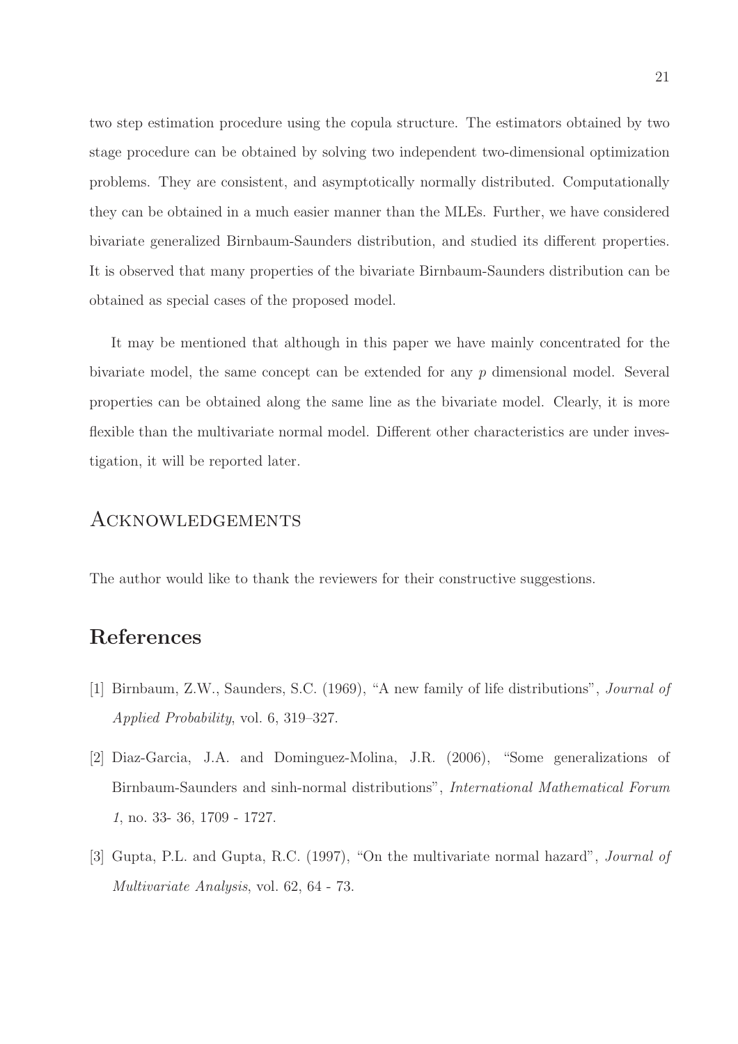two step estimation procedure using the copula structure. The estimators obtained by two stage procedure can be obtained by solving two independent two-dimensional optimization problems. They are consistent, and asymptotically normally distributed. Computationally they can be obtained in a much easier manner than the MLEs. Further, we have considered bivariate generalized Birnbaum-Saunders distribution, and studied its different properties. It is observed that many properties of the bivariate Birnbaum-Saunders distribution can be obtained as special cases of the proposed model.

It may be mentioned that although in this paper we have mainly concentrated for the bivariate model, the same concept can be extended for any $p$ dimensional model. Several properties can be obtained along the same line as the bivariate model. Clearly, it is more flexible than the multivariate normal model. Different other characteristics are under investigation, it will be reported later.

## Acknowledgements

The author would like to thank the reviewers for their constructive suggestions.

# References

[1] Birnbaum, Z.W., Saunders, S.C. (1969), "A new family of life distributions", *Journal of Applied Probability*, vol. 6, 319–327.

[2] Diaz-Garcia, J.A. and Dominguez-Molina, J.R. (2006), "Some generalizations of Birnbaum-Saunders and sinh-normal distributions", *International Mathematical Forum 1*, no. 33- 36, 1709 - 1727.

[3] Gupta, P.L. and Gupta, R.C. (1997), "On the multivariate normal hazard", *Journal of Multivariate Analysis*, vol. 62, 64 - 73.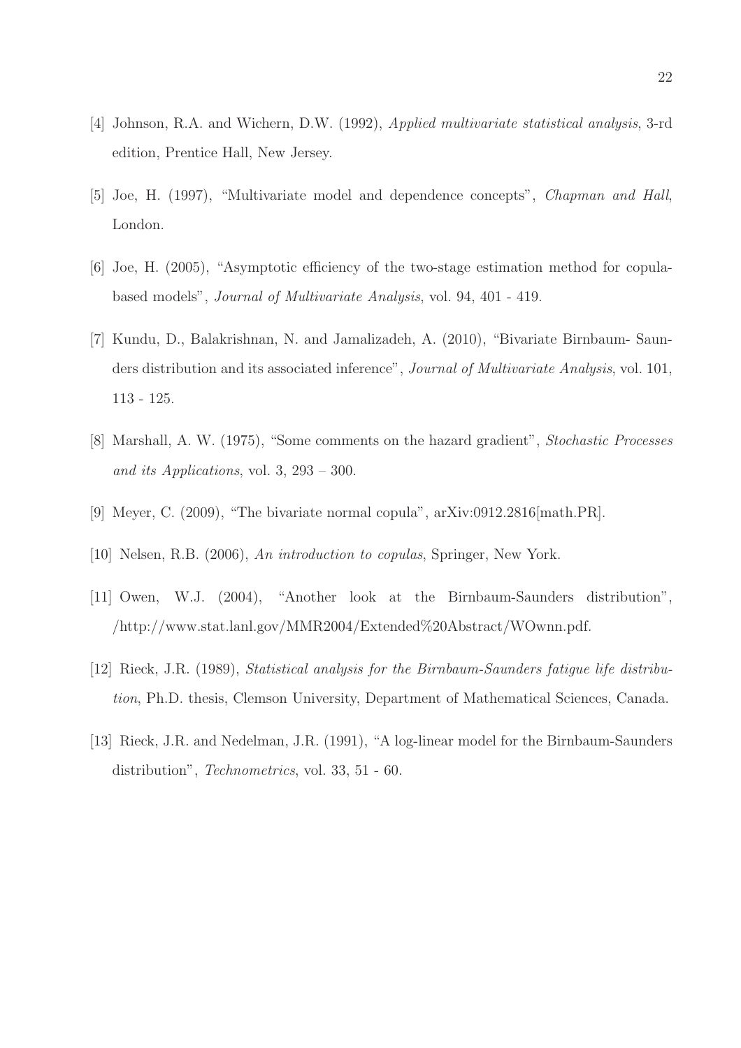[4] Johnson, R.A. and Wichern, D.W. (1992), *Applied multivariate statistical analysis*, 3-rd edition, Prentice Hall, New Jersey.

[5] Joe, H. (1997), "Multivariate model and dependence concepts", *Chapman and Hall*, London.

[6] Joe, H. (2005), "Asymptotic efficiency of the two-stage estimation method for copula-based models", *Journal of Multivariate Analysis*, vol. 94, 401 - 419.

[7] Kundu, D., Balakrishnan, N. and Jamalizadeh, A. (2010), "Bivariate Birnbaum- Saunders distribution and its associated inference", *Journal of Multivariate Analysis*, vol. 101, 113 - 125.

[8] Marshall, A. W. (1975), "Some comments on the hazard gradient", *Stochastic Processes and its Applications*, vol. 3, 293 – 300.

[9] Meyer, C. (2009), "The bivariate normal copula", arXiv:0912.2816[math.PR].

[10] Nelsen, R.B. (2006), *An introduction to copulas*, Springer, New York.

[11] Owen, W.J. (2004), "Another look at the Birnbaum-Saunders distribution", /http://www.stat.lanl.gov/MMR2004/Extended%20Abstract/WOwnn.pdf.

[12] Rieck, J.R. (1989), *Statistical analysis for the Birnbaum-Saunders fatigue life distribution*, Ph.D. thesis, Clemson University, Department of Mathematical Sciences, Canada.

[13] Rieck, J.R. and Nedelman, J.R. (1991), "A log-linear model for the Birnbaum-Saunders distribution", *Technometrics*, vol. 33, 51 - 60.